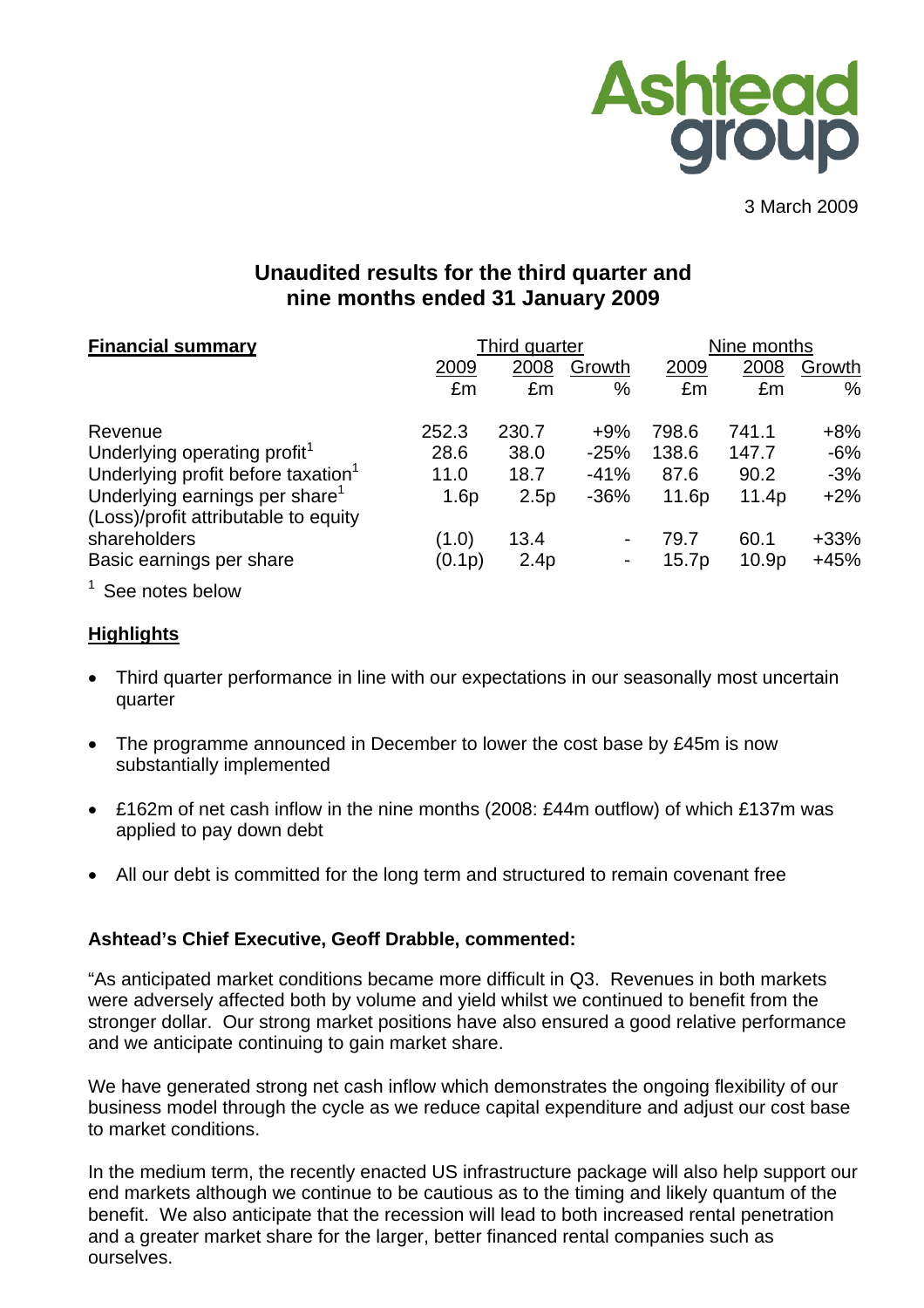Ashtead group

3 March 2009

# Unaudited results for the third quarter and nine months ended 31 January 2009

| **Financial summary** | Third quarter | | | Nine months | | |
|---|---|---|---|---|---|---|
| | 2009 | 2008 | Growth | 2009 | 2008 | Growth |
| | £m | £m | % | £m | £m | % |
| Revenue | 252.3 | 230.7 | +9% | 798.6 | 741.1 | +8% |
| Underlying operating profit[1] | 28.6 | 38.0 | -25% | 138.6 | 147.7 | -6% |
| Underlying profit before taxation[1] | 11.0 | 18.7 | -41% | 87.6 | 90.2 | -3% |
| Underlying earnings per share[1] | 1.6p | 2.5p | -36% | 11.6p | 11.4p | +2% |
| (Loss)/profit attributable to equity shareholders | (1.0) | 13.4 | - | 79.7 | 60.1 | +33% |
| Basic earnings per share | (0.1p) | 2.4p | - | 15.7p | 10.9p | +45% |

[1] See notes below

## Highlights

- Third quarter performance in line with our expectations in our seasonally most uncertain quarter
- The programme announced in December to lower the cost base by £45m is now substantially implemented
- £162m of net cash inflow in the nine months (2008: £44m outflow) of which £137m was applied to pay down debt
- All our debt is committed for the long term and structured to remain covenant free

**Ashtead's Chief Executive, Geoff Drabble, commented:**

"As anticipated market conditions became more difficult in Q3. Revenues in both markets were adversely affected both by volume and yield whilst we continued to benefit from the stronger dollar. Our strong market positions have also ensured a good relative performance and we anticipate continuing to gain market share.

We have generated strong net cash inflow which demonstrates the ongoing flexibility of our business model through the cycle as we reduce capital expenditure and adjust our cost base to market conditions.

In the medium term, the recently enacted US infrastructure package will also help support our end markets although we continue to be cautious as to the timing and likely quantum of the benefit. We also anticipate that the recession will lead to both increased rental penetration and a greater market share for the larger, better financed rental companies such as ourselves.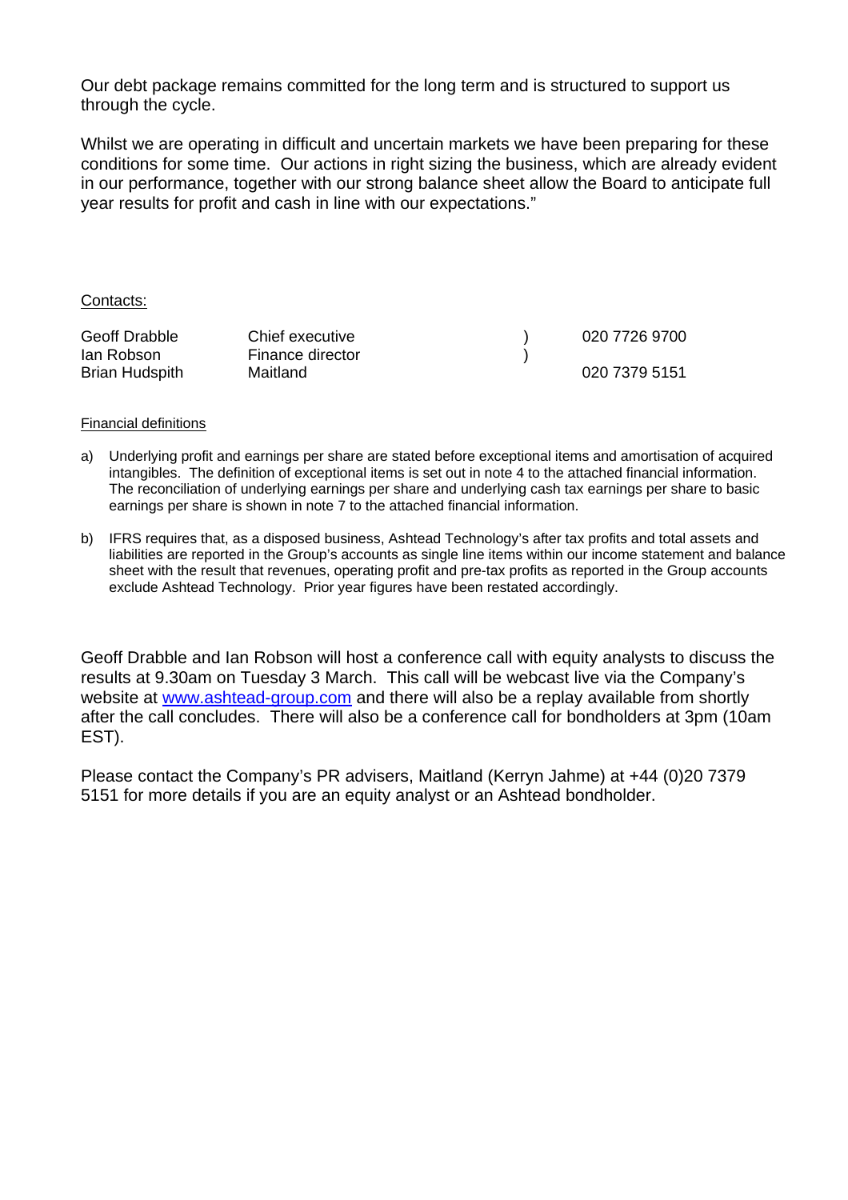Our debt package remains committed for the long term and is structured to support us through the cycle.

Whilst we are operating in difficult and uncertain markets we have been preparing for these conditions for some time. Our actions in right sizing the business, which are already evident in our performance, together with our strong balance sheet allow the Board to anticipate full year results for profit and cash in line with our expectations."

Contacts:

| | | | |
|---|---|---|---|
| Geoff Drabble | Chief executive | ) | 020 7726 9700 |
| Ian Robson | Finance director | ) | |
| Brian Hudspith | Maitland | | 020 7379 5151 |

Financial definitions

a) Underlying profit and earnings per share are stated before exceptional items and amortisation of acquired intangibles. The definition of exceptional items is set out in note 4 to the attached financial information. The reconciliation of underlying earnings per share and underlying cash tax earnings per share to basic earnings per share is shown in note 7 to the attached financial information.

b) IFRS requires that, as a disposed business, Ashtead Technology's after tax profits and total assets and liabilities are reported in the Group's accounts as single line items within our income statement and balance sheet with the result that revenues, operating profit and pre-tax profits as reported in the Group accounts exclude Ashtead Technology. Prior year figures have been restated accordingly.

Geoff Drabble and Ian Robson will host a conference call with equity analysts to discuss the results at 9.30am on Tuesday 3 March. This call will be webcast live via the Company's website at www.ashtead-group.com and there will also be a replay available from shortly after the call concludes. There will also be a conference call for bondholders at 3pm (10am EST).

Please contact the Company's PR advisers, Maitland (Kerryn Jahme) at +44 (0)20 7379 5151 for more details if you are an equity analyst or an Ashtead bondholder.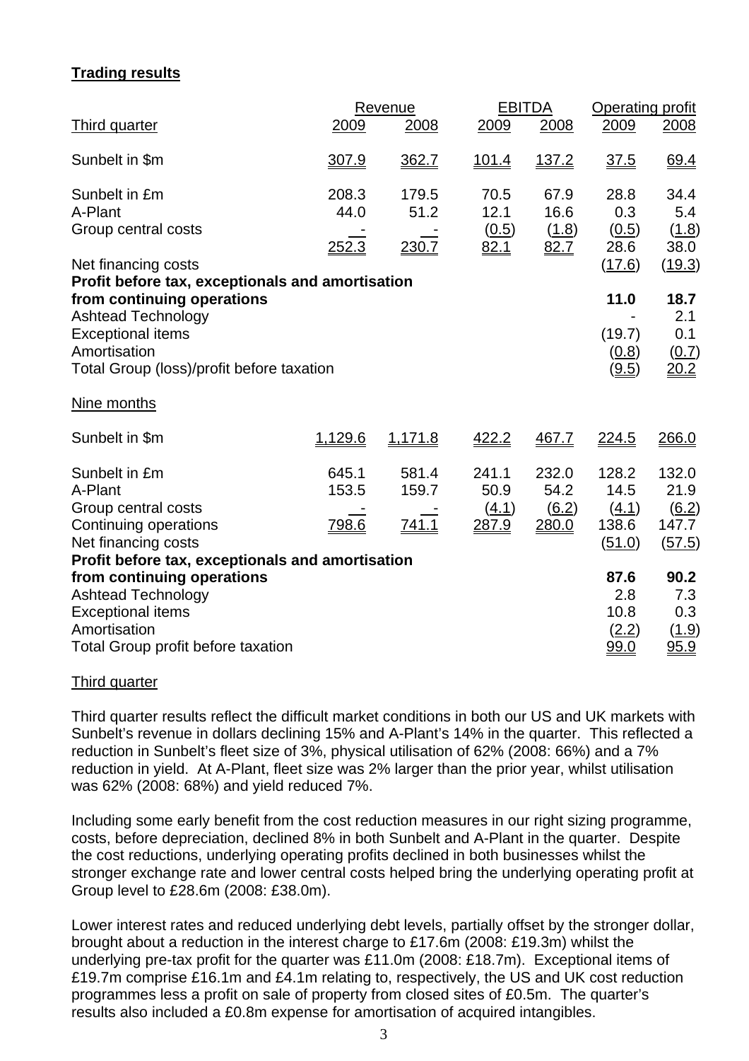## Trading results

| Third quarter | Revenue 2009 | Revenue 2008 | EBITDA 2009 | EBITDA 2008 | Operating profit 2009 | Operating profit 2008 |
|---|---|---|---|---|---|---|
| Sunbelt in $m | 307.9 | 362.7 | 101.4 | 137.2 | 37.5 | 69.4 |
| Sunbelt in £m | 208.3 | 179.5 | 70.5 | 67.9 | 28.8 | 34.4 |
| A-Plant | 44.0 | 51.2 | 12.1 | 16.6 | 0.3 | 5.4 |
| Group central costs | - | - | (0.5) | (1.8) | (0.5) | (1.8) |
| | 252.3 | 230.7 | 82.1 | 82.7 | 28.6 | 38.0 |
| Net financing costs | | | | | (17.6) | (19.3) |
| **Profit before tax, exceptionals and amortisation from continuing operations** | | | | | **11.0** | **18.7** |
| Ashtead Technology | | | | | - | 2.1 |
| Exceptional items | | | | | (19.7) | 0.1 |
| Amortisation | | | | | (0.8) | (0.7) |
| Total Group (loss)/profit before taxation | | | | | (9.5) | 20.2 |

| Nine months | Revenue 2009 | Revenue 2008 | EBITDA 2009 | EBITDA 2008 | Operating profit 2009 | Operating profit 2008 |
|---|---|---|---|---|---|---|
| Sunbelt in $m | 1,129.6 | 1,171.8 | 422.2 | 467.7 | 224.5 | 266.0 |
| Sunbelt in £m | 645.1 | 581.4 | 241.1 | 232.0 | 128.2 | 132.0 |
| A-Plant | 153.5 | 159.7 | 50.9 | 54.2 | 14.5 | 21.9 |
| Group central costs | - | - | (4.1) | (6.2) | (4.1) | (6.2) |
| Continuing operations | 798.6 | 741.1 | 287.9 | 280.0 | 138.6 | 147.7 |
| Net financing costs | | | | | (51.0) | (57.5) |
| **Profit before tax, exceptionals and amortisation from continuing operations** | | | | | **87.6** | **90.2** |
| Ashtead Technology | | | | | 2.8 | 7.3 |
| Exceptional items | | | | | 10.8 | 0.3 |
| Amortisation | | | | | (2.2) | (1.9) |
| Total Group profit before taxation | | | | | 99.0 | 95.9 |

### Third quarter

Third quarter results reflect the difficult market conditions in both our US and UK markets with Sunbelt's revenue in dollars declining 15% and A-Plant's 14% in the quarter. This reflected a reduction in Sunbelt's fleet size of 3%, physical utilisation of 62% (2008: 66%) and a 7% reduction in yield. At A-Plant, fleet size was 2% larger than the prior year, whilst utilisation was 62% (2008: 68%) and yield reduced 7%.

Including some early benefit from the cost reduction measures in our right sizing programme, costs, before depreciation, declined 8% in both Sunbelt and A-Plant in the quarter. Despite the cost reductions, underlying operating profits declined in both businesses whilst the stronger exchange rate and lower central costs helped bring the underlying operating profit at Group level to £28.6m (2008: £38.0m).

Lower interest rates and reduced underlying debt levels, partially offset by the stronger dollar, brought about a reduction in the interest charge to £17.6m (2008: £19.3m) whilst the underlying pre-tax profit for the quarter was £11.0m (2008: £18.7m). Exceptional items of £19.7m comprise £16.1m and £4.1m relating to, respectively, the US and UK cost reduction programmes less a profit on sale of property from closed sites of £0.5m. The quarter's results also included a £0.8m expense for amortisation of acquired intangibles.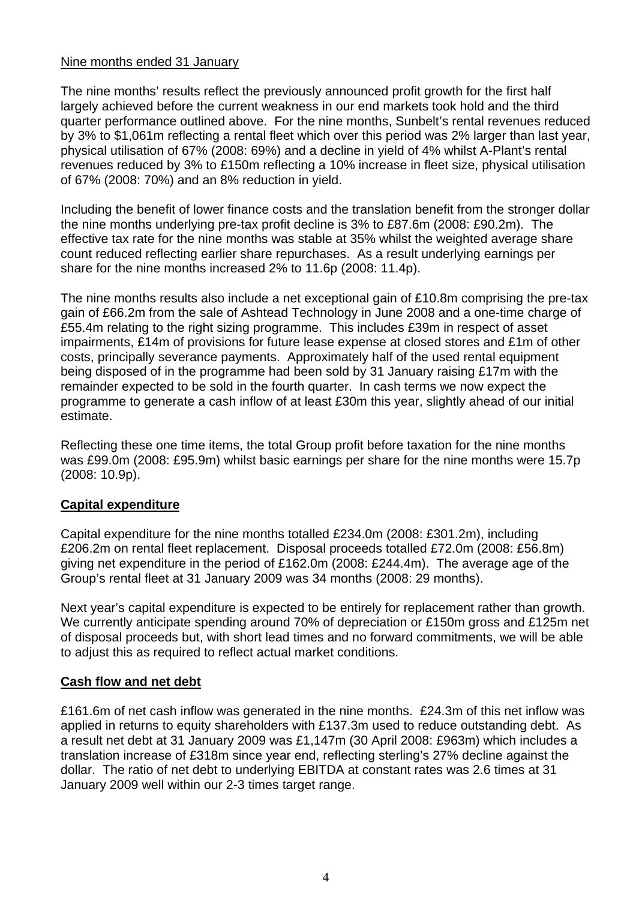Nine months ended 31 January

The nine months' results reflect the previously announced profit growth for the first half largely achieved before the current weakness in our end markets took hold and the third quarter performance outlined above. For the nine months, Sunbelt's rental revenues reduced by 3% to $1,061m reflecting a rental fleet which over this period was 2% larger than last year, physical utilisation of 67% (2008: 69%) and a decline in yield of 4% whilst A-Plant's rental revenues reduced by 3% to £150m reflecting a 10% increase in fleet size, physical utilisation of 67% (2008: 70%) and an 8% reduction in yield.

Including the benefit of lower finance costs and the translation benefit from the stronger dollar the nine months underlying pre-tax profit decline is 3% to £87.6m (2008: £90.2m). The effective tax rate for the nine months was stable at 35% whilst the weighted average share count reduced reflecting earlier share repurchases. As a result underlying earnings per share for the nine months increased 2% to 11.6p (2008: 11.4p).

The nine months results also include a net exceptional gain of £10.8m comprising the pre-tax gain of £66.2m from the sale of Ashtead Technology in June 2008 and a one-time charge of £55.4m relating to the right sizing programme. This includes £39m in respect of asset impairments, £14m of provisions for future lease expense at closed stores and £1m of other costs, principally severance payments. Approximately half of the used rental equipment being disposed of in the programme had been sold by 31 January raising £17m with the remainder expected to be sold in the fourth quarter. In cash terms we now expect the programme to generate a cash inflow of at least £30m this year, slightly ahead of our initial estimate.

Reflecting these one time items, the total Group profit before taxation for the nine months was £99.0m (2008: £95.9m) whilst basic earnings per share for the nine months were 15.7p (2008: 10.9p).

## Capital expenditure

Capital expenditure for the nine months totalled £234.0m (2008: £301.2m), including £206.2m on rental fleet replacement. Disposal proceeds totalled £72.0m (2008: £56.8m) giving net expenditure in the period of £162.0m (2008: £244.4m). The average age of the Group's rental fleet at 31 January 2009 was 34 months (2008: 29 months).

Next year's capital expenditure is expected to be entirely for replacement rather than growth. We currently anticipate spending around 70% of depreciation or £150m gross and £125m net of disposal proceeds but, with short lead times and no forward commitments, we will be able to adjust this as required to reflect actual market conditions.

## Cash flow and net debt

£161.6m of net cash inflow was generated in the nine months. £24.3m of this net inflow was applied in returns to equity shareholders with £137.3m used to reduce outstanding debt. As a result net debt at 31 January 2009 was £1,147m (30 April 2008: £963m) which includes a translation increase of £318m since year end, reflecting sterling's 27% decline against the dollar. The ratio of net debt to underlying EBITDA at constant rates was 2.6 times at 31 January 2009 well within our 2-3 times target range.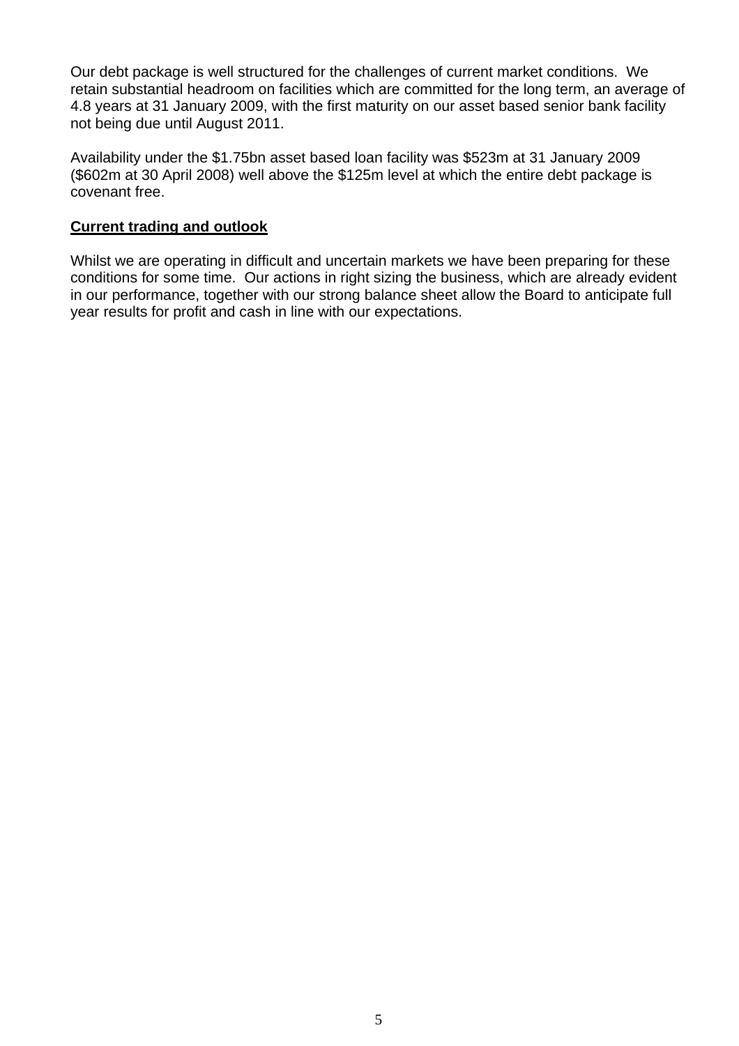Our debt package is well structured for the challenges of current market conditions. We retain substantial headroom on facilities which are committed for the long term, an average of 4.8 years at 31 January 2009, with the first maturity on our asset based senior bank facility not being due until August 2011.

Availability under the $1.75bn asset based loan facility was $523m at 31 January 2009 ($602m at 30 April 2008) well above the $125m level at which the entire debt package is covenant free.

**Current trading and outlook**

Whilst we are operating in difficult and uncertain markets we have been preparing for these conditions for some time. Our actions in right sizing the business, which are already evident in our performance, together with our strong balance sheet allow the Board to anticipate full year results for profit and cash in line with our expectations.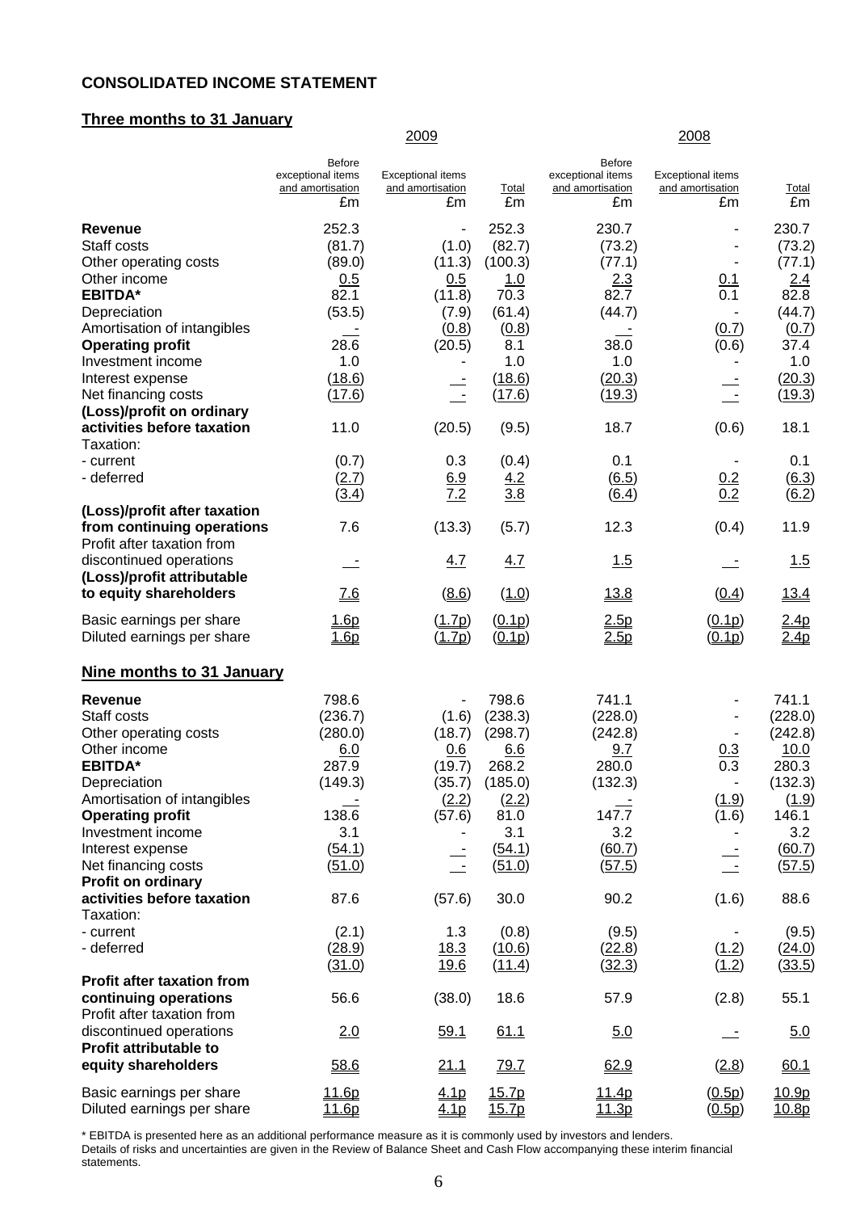## CONSOLIDATED INCOME STATEMENT

### Three months to 31 January

| | 2009 | | | 2008 | | |
|---|---|---|---|---|---|---|
| | Before exceptional items and amortisation £m | Exceptional items and amortisation £m | Total £m | Before exceptional items and amortisation £m | Exceptional items and amortisation £m | Total £m |
| **Revenue** | 252.3 | - | 252.3 | 230.7 | - | 230.7 |
| Staff costs | (81.7) | (1.0) | (82.7) | (73.2) | - | (73.2) |
| Other operating costs | (89.0) | (11.3) | (100.3) | (77.1) | - | (77.1) |
| Other income | 0.5 | 0.5 | 1.0 | 2.3 | 0.1 | 2.4 |
| **EBITDA*** | 82.1 | (11.8) | 70.3 | 82.7 | 0.1 | 82.8 |
| Depreciation | (53.5) | (7.9) | (61.4) | (44.7) | - | (44.7) |
| Amortisation of intangibles | - | (0.8) | (0.8) | - | (0.7) | (0.7) |
| **Operating profit** | 28.6 | (20.5) | 8.1 | 38.0 | (0.6) | 37.4 |
| Investment income | 1.0 | - | 1.0 | 1.0 | - | 1.0 |
| Interest expense | (18.6) | - | (18.6) | (20.3) | - | (20.3) |
| Net financing costs | (17.6) | - | (17.6) | (19.3) | - | (19.3) |
| **(Loss)/profit on ordinary activities before taxation** | 11.0 | (20.5) | (9.5) | 18.7 | (0.6) | 18.1 |
| Taxation: | | | | | | |
| - current | (0.7) | 0.3 | (0.4) | 0.1 | - | 0.1 |
| - deferred | (2.7) | 6.9 | 4.2 | (6.5) | 0.2 | (6.3) |
| | (3.4) | 7.2 | 3.8 | (6.4) | 0.2 | (6.2) |
| **(Loss)/profit after taxation from continuing operations** | 7.6 | (13.3) | (5.7) | 12.3 | (0.4) | 11.9 |
| Profit after taxation from discontinued operations | - | 4.7 | 4.7 | 1.5 | - | 1.5 |
| **(Loss)/profit attributable to equity shareholders** | 7.6 | (8.6) | (1.0) | 13.8 | (0.4) | 13.4 |
| Basic earnings per share | 1.6p | (1.7p) | (0.1p) | 2.5p | (0.1p) | 2.4p |
| Diluted earnings per share | 1.6p | (1.7p) | (0.1p) | 2.5p | (0.1p) | 2.4p |

### Nine months to 31 January

| | 2009 | | | 2008 | | |
|---|---|---|---|---|---|---|
| | Before exceptional items and amortisation £m | Exceptional items and amortisation £m | Total £m | Before exceptional items and amortisation £m | Exceptional items and amortisation £m | Total £m |
| **Revenue** | 798.6 | - | 798.6 | 741.1 | - | 741.1 |
| Staff costs | (236.7) | (1.6) | (238.3) | (228.0) | - | (228.0) |
| Other operating costs | (280.0) | (18.7) | (298.7) | (242.8) | - | (242.8) |
| Other income | 6.0 | 0.6 | 6.6 | 9.7 | 0.3 | 10.0 |
| **EBITDA*** | 287.9 | (19.7) | 268.2 | 280.0 | 0.3 | 280.3 |
| Depreciation | (149.3) | (35.7) | (185.0) | (132.3) | - | (132.3) |
| Amortisation of intangibles | - | (2.2) | (2.2) | - | (1.9) | (1.9) |
| **Operating profit** | 138.6 | (57.6) | 81.0 | 147.7 | (1.6) | 146.1 |
| Investment income | 3.1 | - | 3.1 | 3.2 | - | 3.2 |
| Interest expense | (54.1) | - | (54.1) | (60.7) | - | (60.7) |
| Net financing costs | (51.0) | - | (51.0) | (57.5) | - | (57.5) |
| **Profit on ordinary activities before taxation** | 87.6 | (57.6) | 30.0 | 90.2 | (1.6) | 88.6 |
| Taxation: | | | | | | |
| - current | (2.1) | 1.3 | (0.8) | (9.5) | - | (9.5) |
| - deferred | (28.9) | 18.3 | (10.6) | (22.8) | (1.2) | (24.0) |
| | (31.0) | 19.6 | (11.4) | (32.3) | (1.2) | (33.5) |
| **Profit after taxation from continuing operations** | 56.6 | (38.0) | 18.6 | 57.9 | (2.8) | 55.1 |
| Profit after taxation from discontinued operations | 2.0 | 59.1 | 61.1 | 5.0 | - | 5.0 |
| **Profit attributable to equity shareholders** | 58.6 | 21.1 | 79.7 | 62.9 | (2.8) | 60.1 |
| Basic earnings per share | 11.6p | 4.1p | 15.7p | 11.4p | (0.5p) | 10.9p |
| Diluted earnings per share | 11.6p | 4.1p | 15.7p | 11.3p | (0.5p) | 10.8p |

* EBITDA is presented here as an additional performance measure as it is commonly used by investors and lenders.

Details of risks and uncertainties are given in the Review of Balance Sheet and Cash Flow accompanying these interim financial statements.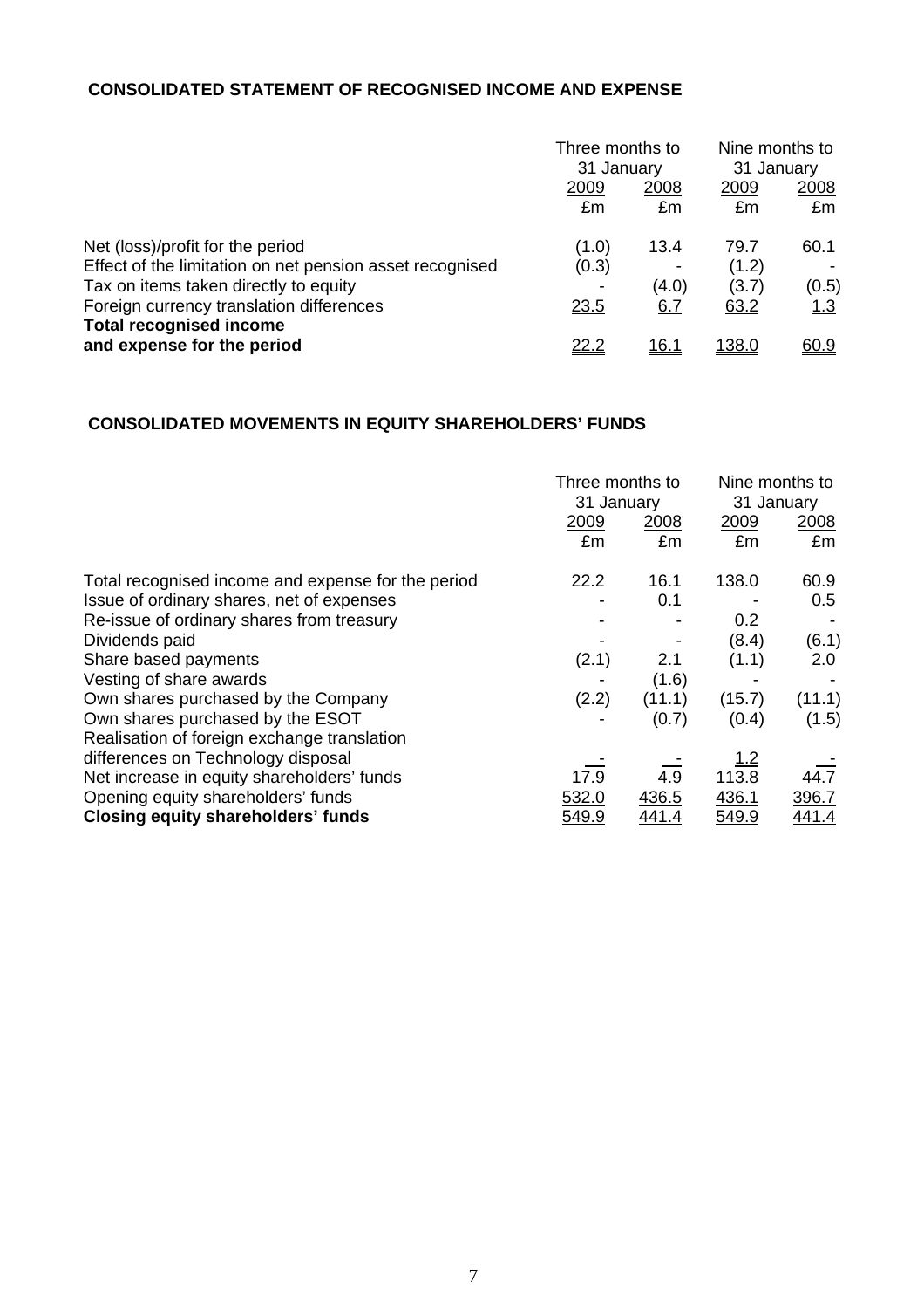### CONSOLIDATED STATEMENT OF RECOGNISED INCOME AND EXPENSE

| | Three months to 31 January | | Nine months to 31 January | |
|---|---|---|---|---|
| | 2009 | 2008 | 2009 | 2008 |
| | £m | £m | £m | £m |
| Net (loss)/profit for the period | (1.0) | 13.4 | 79.7 | 60.1 |
| Effect of the limitation on net pension asset recognised | (0.3) | - | (1.2) | - |
| Tax on items taken directly to equity | - | (4.0) | (3.7) | (0.5) |
| Foreign currency translation differences | 23.5 | 6.7 | 63.2 | 1.3 |
| **Total recognised income and expense for the period** | 22.2 | 16.1 | 138.0 | 60.9 |

### CONSOLIDATED MOVEMENTS IN EQUITY SHAREHOLDERS' FUNDS

| | Three months to 31 January | | Nine months to 31 January | |
|---|---|---|---|---|
| | 2009 | 2008 | 2009 | 2008 |
| | £m | £m | £m | £m |
| Total recognised income and expense for the period | 22.2 | 16.1 | 138.0 | 60.9 |
| Issue of ordinary shares, net of expenses | - | 0.1 | - | 0.5 |
| Re-issue of ordinary shares from treasury | - | - | 0.2 | - |
| Dividends paid | - | - | (8.4) | (6.1) |
| Share based payments | (2.1) | 2.1 | (1.1) | 2.0 |
| Vesting of share awards | - | (1.6) | - | - |
| Own shares purchased by the Company | (2.2) | (11.1) | (15.7) | (11.1) |
| Own shares purchased by the ESOT | - | (0.7) | (0.4) | (1.5) |
| Realisation of foreign exchange translation differences on Technology disposal | - | - | 1.2 | - |
| Net increase in equity shareholders' funds | 17.9 | 4.9 | 113.8 | 44.7 |
| Opening equity shareholders' funds | 532.0 | 436.5 | 436.1 | 396.7 |
| **Closing equity shareholders' funds** | 549.9 | 441.4 | 549.9 | 441.4 |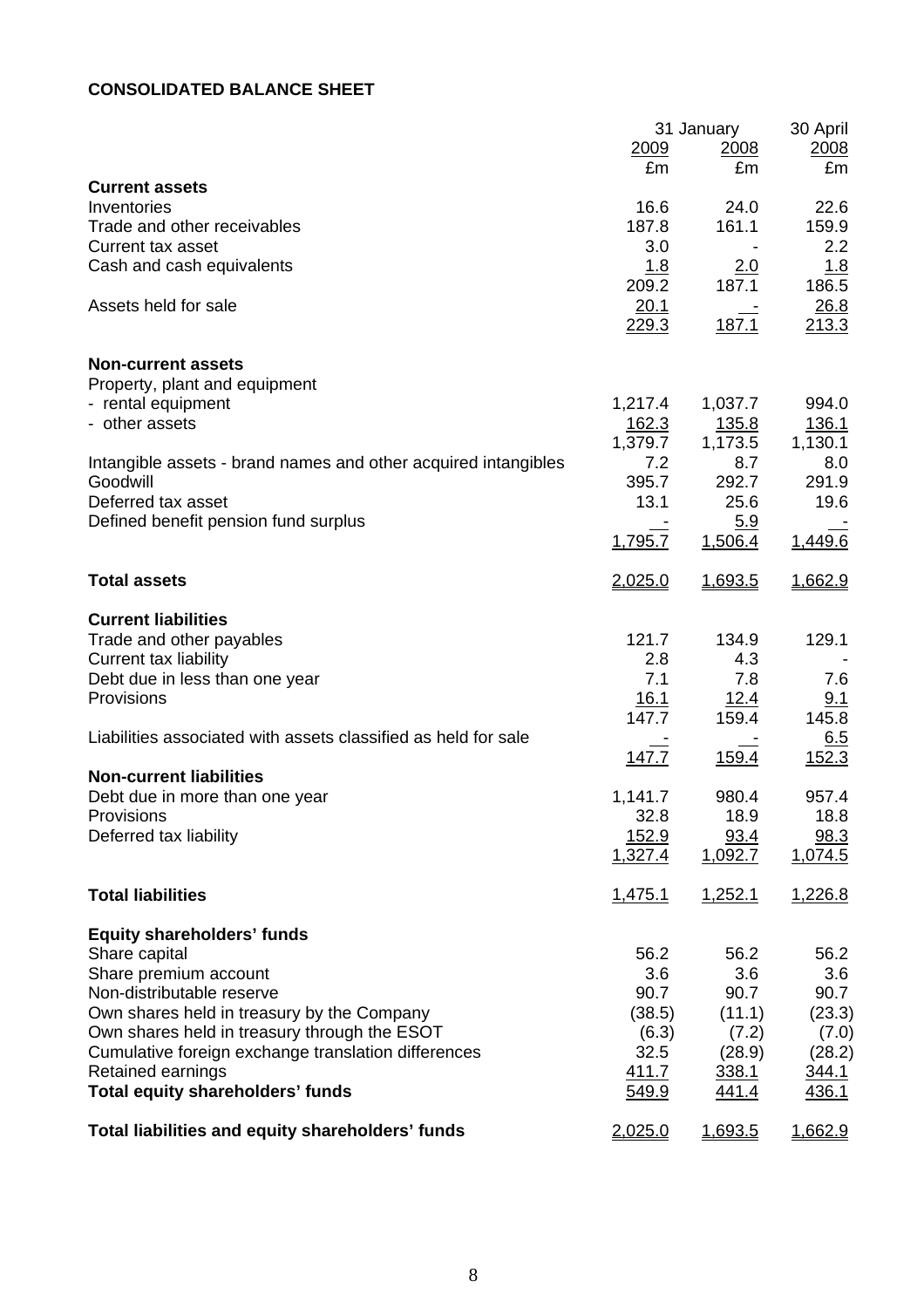**CONSOLIDATED BALANCE SHEET**

| | 31 January 2009 | 31 January 2008 | 30 April 2008 |
|---|---|---|---|
| | £m | £m | £m |
| **Current assets** | | | |
| Inventories | 16.6 | 24.0 | 22.6 |
| Trade and other receivables | 187.8 | 161.1 | 159.9 |
| Current tax asset | 3.0 | - | 2.2 |
| Cash and cash equivalents | 1.8 | 2.0 | 1.8 |
| | 209.2 | 187.1 | 186.5 |
| Assets held for sale | 20.1 | - | 26.8 |
| | 229.3 | 187.1 | 213.3 |
| **Non-current assets** | | | |
| Property, plant and equipment | | | |
| - rental equipment | 1,217.4 | 1,037.7 | 994.0 |
| - other assets | 162.3 | 135.8 | 136.1 |
| | 1,379.7 | 1,173.5 | 1,130.1 |
| Intangible assets - brand names and other acquired intangibles | 7.2 | 8.7 | 8.0 |
| Goodwill | 395.7 | 292.7 | 291.9 |
| Deferred tax asset | 13.1 | 25.6 | 19.6 |
| Defined benefit pension fund surplus | - | 5.9 | - |
| | 1,795.7 | 1,506.4 | 1,449.6 |
| **Total assets** | 2,025.0 | 1,693.5 | 1,662.9 |
| **Current liabilities** | | | |
| Trade and other payables | 121.7 | 134.9 | 129.1 |
| Current tax liability | 2.8 | 4.3 | - |
| Debt due in less than one year | 7.1 | 7.8 | 7.6 |
| Provisions | 16.1 | 12.4 | 9.1 |
| | 147.7 | 159.4 | 145.8 |
| Liabilities associated with assets classified as held for sale | - | - | 6.5 |
| | 147.7 | 159.4 | 152.3 |
| **Non-current liabilities** | | | |
| Debt due in more than one year | 1,141.7 | 980.4 | 957.4 |
| Provisions | 32.8 | 18.9 | 18.8 |
| Deferred tax liability | 152.9 | 93.4 | 98.3 |
| | 1,327.4 | 1,092.7 | 1,074.5 |
| **Total liabilities** | 1,475.1 | 1,252.1 | 1,226.8 |
| **Equity shareholders' funds** | | | |
| Share capital | 56.2 | 56.2 | 56.2 |
| Share premium account | 3.6 | 3.6 | 3.6 |
| Non-distributable reserve | 90.7 | 90.7 | 90.7 |
| Own shares held in treasury by the Company | (38.5) | (11.1) | (23.3) |
| Own shares held in treasury through the ESOT | (6.3) | (7.2) | (7.0) |
| Cumulative foreign exchange translation differences | 32.5 | (28.9) | (28.2) |
| Retained earnings | 411.7 | 338.1 | 344.1 |
| **Total equity shareholders' funds** | 549.9 | 441.4 | 436.1 |
| **Total liabilities and equity shareholders' funds** | 2,025.0 | 1,693.5 | 1,662.9 |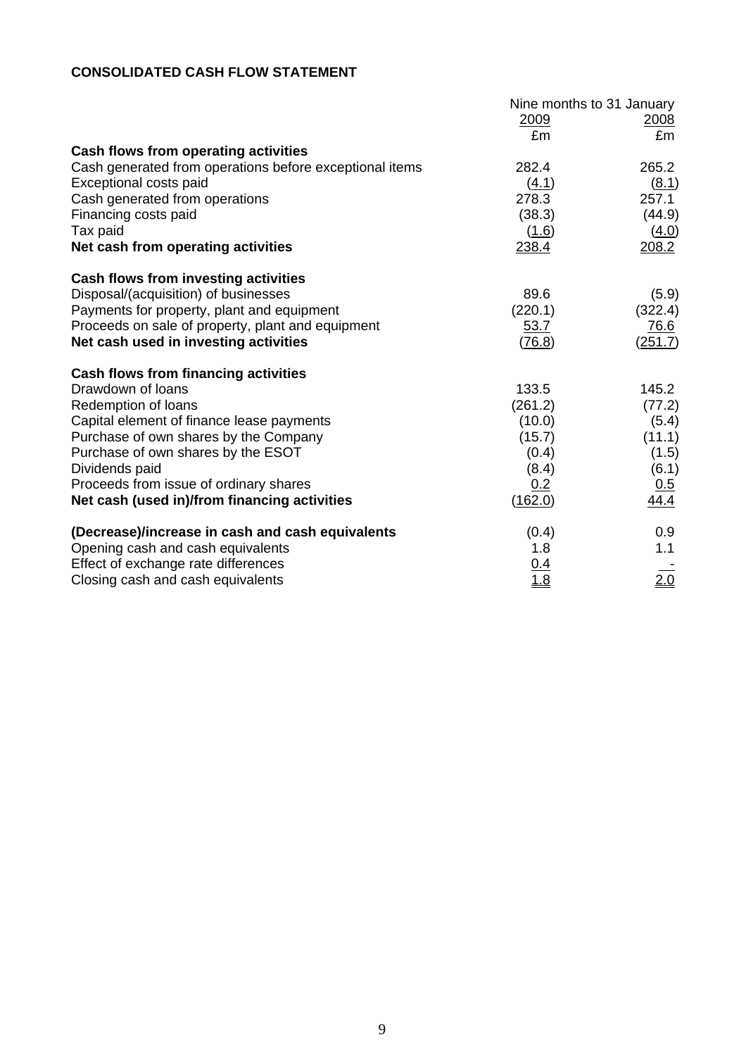**CONSOLIDATED CASH FLOW STATEMENT**

| | Nine months to 31 January | |
|---|---|---|
| | 2009 | 2008 |
| | £m | £m |
| **Cash flows from operating activities** | | |
| Cash generated from operations before exceptional items | 282.4 | 265.2 |
| Exceptional costs paid | (4.1) | (8.1) |
| Cash generated from operations | 278.3 | 257.1 |
| Financing costs paid | (38.3) | (44.9) |
| Tax paid | (1.6) | (4.0) |
| **Net cash from operating activities** | 238.4 | 208.2 |
| **Cash flows from investing activities** | | |
| Disposal/(acquisition) of businesses | 89.6 | (5.9) |
| Payments for property, plant and equipment | (220.1) | (322.4) |
| Proceeds on sale of property, plant and equipment | 53.7 | 76.6 |
| **Net cash used in investing activities** | (76.8) | (251.7) |
| **Cash flows from financing activities** | | |
| Drawdown of loans | 133.5 | 145.2 |
| Redemption of loans | (261.2) | (77.2) |
| Capital element of finance lease payments | (10.0) | (5.4) |
| Purchase of own shares by the Company | (15.7) | (11.1) |
| Purchase of own shares by the ESOT | (0.4) | (1.5) |
| Dividends paid | (8.4) | (6.1) |
| Proceeds from issue of ordinary shares | 0.2 | 0.5 |
| **Net cash (used in)/from financing activities** | (162.0) | 44.4 |
| **(Decrease)/increase in cash and cash equivalents** | (0.4) | 0.9 |
| Opening cash and cash equivalents | 1.8 | 1.1 |
| Effect of exchange rate differences | 0.4 | - |
| Closing cash and cash equivalents | 1.8 | 2.0 |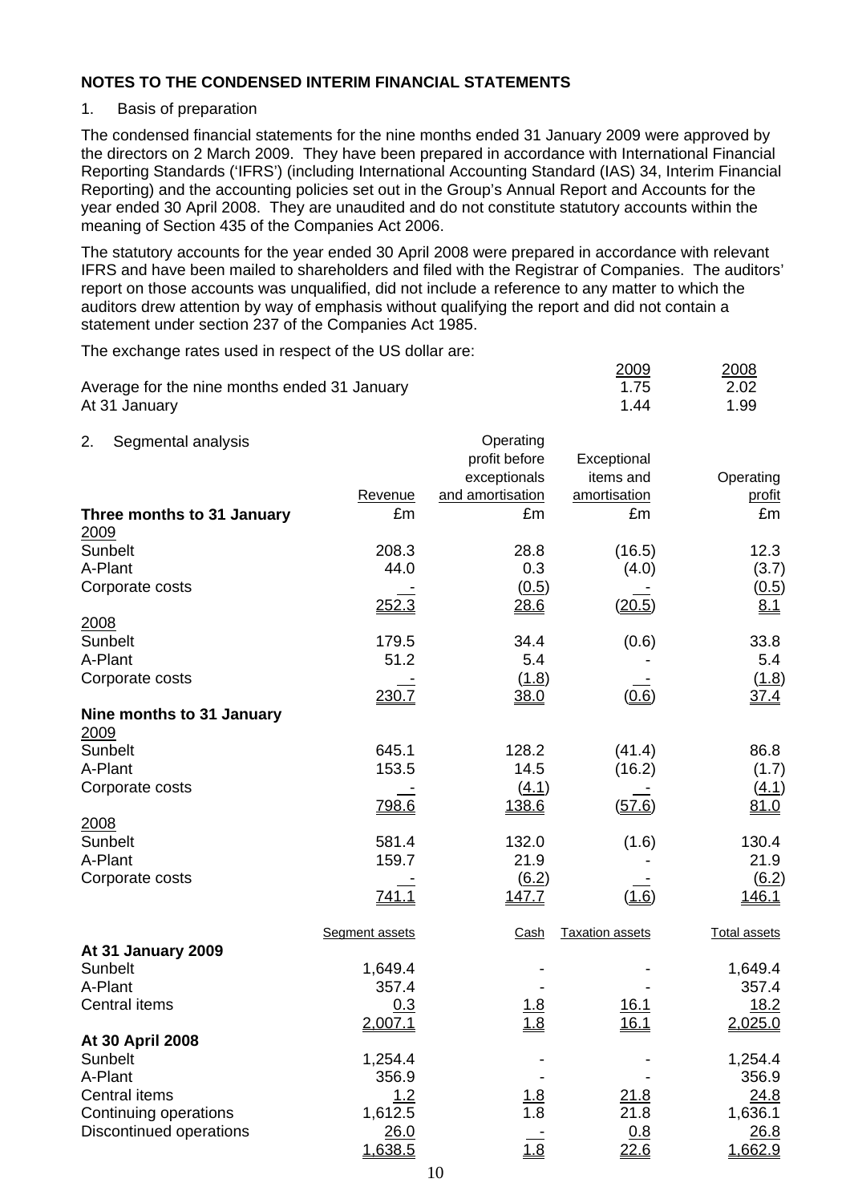**NOTES TO THE CONDENSED INTERIM FINANCIAL STATEMENTS**

1. Basis of preparation

The condensed financial statements for the nine months ended 31 January 2009 were approved by the directors on 2 March 2009. They have been prepared in accordance with International Financial Reporting Standards ('IFRS') (including International Accounting Standard (IAS) 34, Interim Financial Reporting) and the accounting policies set out in the Group's Annual Report and Accounts for the year ended 30 April 2008. They are unaudited and do not constitute statutory accounts within the meaning of Section 435 of the Companies Act 2006.

The statutory accounts for the year ended 30 April 2008 were prepared in accordance with relevant IFRS and have been mailed to shareholders and filed with the Registrar of Companies. The auditors' report on those accounts was unqualified, did not include a reference to any matter to which the auditors drew attention by way of emphasis without qualifying the report and did not contain a statement under section 237 of the Companies Act 1985.

The exchange rates used in respect of the US dollar are:

| | 2009 | 2008 |
|---|---|---|
| Average for the nine months ended 31 January | 1.75 | 2.02 |
| At 31 January | 1.44 | 1.99 |

2. Segmental analysis

| | Revenue | Operating profit before exceptionals and amortisation | Exceptional items and amortisation | Operating profit |
|---|---|---|---|---|
| **Three months to 31 January** | £m | £m | £m | £m |
| 2009 | | | | |
| Sunbelt | 208.3 | 28.8 | (16.5) | 12.3 |
| A-Plant | 44.0 | 0.3 | (4.0) | (3.7) |
| Corporate costs | - | (0.5) | - | (0.5) |
| | 252.3 | 28.6 | (20.5) | 8.1 |
| 2008 | | | | |
| Sunbelt | 179.5 | 34.4 | (0.6) | 33.8 |
| A-Plant | 51.2 | 5.4 | - | 5.4 |
| Corporate costs | - | (1.8) | - | (1.8) |
| | 230.7 | 38.0 | (0.6) | 37.4 |
| **Nine months to 31 January** | | | | |
| 2009 | | | | |
| Sunbelt | 645.1 | 128.2 | (41.4) | 86.8 |
| A-Plant | 153.5 | 14.5 | (16.2) | (1.7) |
| Corporate costs | - | (4.1) | - | (4.1) |
| | 798.6 | 138.6 | (57.6) | 81.0 |
| 2008 | | | | |
| Sunbelt | 581.4 | 132.0 | (1.6) | 130.4 |
| A-Plant | 159.7 | 21.9 | - | 21.9 |
| Corporate costs | - | (6.2) | - | (6.2) |
| | 741.1 | 147.7 | (1.6) | 146.1 |

| | Segment assets | Cash | Taxation assets | Total assets |
|---|---|---|---|---|
| **At 31 January 2009** | | | | |
| Sunbelt | 1,649.4 | - | - | 1,649.4 |
| A-Plant | 357.4 | - | - | 357.4 |
| Central items | 0.3 | 1.8 | 16.1 | 18.2 |
| | 2,007.1 | 1.8 | 16.1 | 2,025.0 |
| **At 30 April 2008** | | | | |
| Sunbelt | 1,254.4 | - | - | 1,254.4 |
| A-Plant | 356.9 | - | - | 356.9 |
| Central items | 1.2 | 1.8 | 21.8 | 24.8 |
| Continuing operations | 1,612.5 | 1.8 | 21.8 | 1,636.1 |
| Discontinued operations | 26.0 | - | 0.8 | 26.8 |
| | 1,638.5 | 1.8 | 22.6 | 1,662.9 |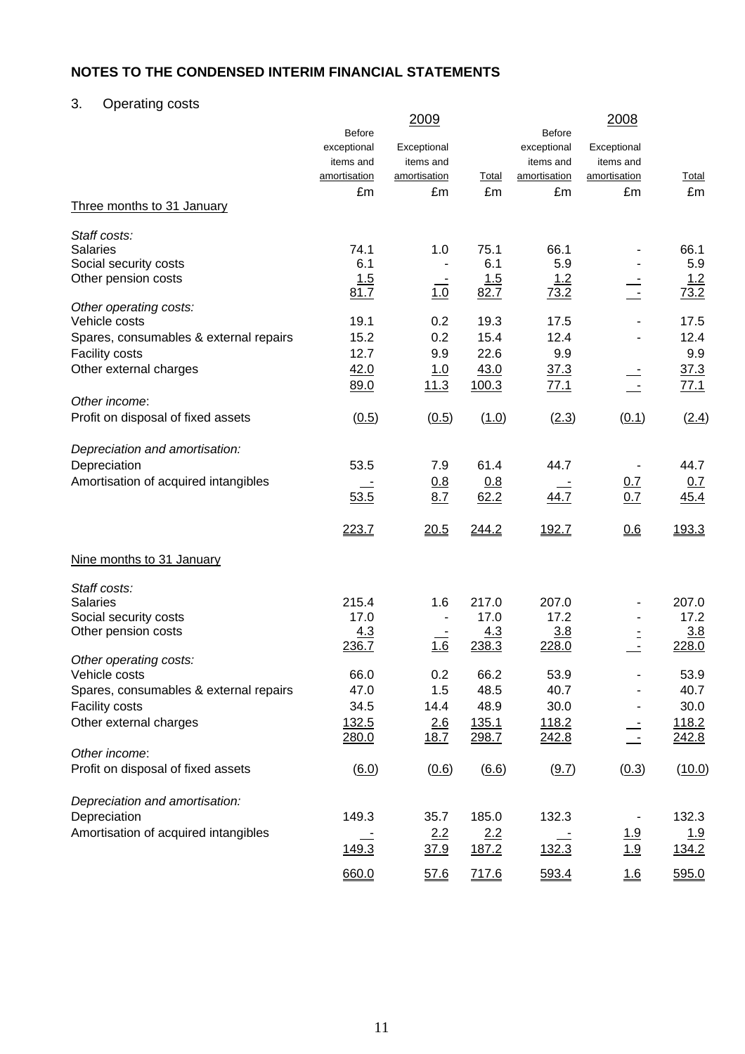## NOTES TO THE CONDENSED INTERIM FINANCIAL STATEMENTS

### 3. Operating costs

| | 2009 | | | 2008 | | |
|---|---|---|---|---|---|---|
| | Before exceptional items and amortisation | Exceptional items and amortisation | Total | Before exceptional items and amortisation | Exceptional items and amortisation | Total |
| | £m | £m | £m | £m | £m | £m |
| Three months to 31 January | | | | | | |
| *Staff costs:* | | | | | | |
| Salaries | 74.1 | 1.0 | 75.1 | 66.1 | - | 66.1 |
| Social security costs | 6.1 | - | 6.1 | 5.9 | - | 5.9 |
| Other pension costs | 1.5 | - | 1.5 | 1.2 | - | 1.2 |
| | 81.7 | 1.0 | 82.7 | 73.2 | - | 73.2 |
| *Other operating costs:* | | | | | | |
| Vehicle costs | 19.1 | 0.2 | 19.3 | 17.5 | - | 17.5 |
| Spares, consumables & external repairs | 15.2 | 0.2 | 15.4 | 12.4 | - | 12.4 |
| Facility costs | 12.7 | 9.9 | 22.6 | 9.9 | | 9.9 |
| Other external charges | 42.0 | 1.0 | 43.0 | 37.3 | - | 37.3 |
| | 89.0 | 11.3 | 100.3 | 77.1 | - | 77.1 |
| *Other income*: | | | | | | |
| Profit on disposal of fixed assets | (0.5) | (0.5) | (1.0) | (2.3) | (0.1) | (2.4) |
| *Depreciation and amortisation:* | | | | | | |
| Depreciation | 53.5 | 7.9 | 61.4 | 44.7 | - | 44.7 |
| Amortisation of acquired intangibles | - | 0.8 | 0.8 | - | 0.7 | 0.7 |
| | 53.5 | 8.7 | 62.2 | 44.7 | 0.7 | 45.4 |
| | 223.7 | 20.5 | 244.2 | 192.7 | 0.6 | 193.3 |
| Nine months to 31 January | | | | | | |
| *Staff costs:* | | | | | | |
| Salaries | 215.4 | 1.6 | 217.0 | 207.0 | - | 207.0 |
| Social security costs | 17.0 | - | 17.0 | 17.2 | - | 17.2 |
| Other pension costs | 4.3 | - | 4.3 | 3.8 | - | 3.8 |
| | 236.7 | 1.6 | 238.3 | 228.0 | - | 228.0 |
| *Other operating costs:* | | | | | | |
| Vehicle costs | 66.0 | 0.2 | 66.2 | 53.9 | - | 53.9 |
| Spares, consumables & external repairs | 47.0 | 1.5 | 48.5 | 40.7 | - | 40.7 |
| Facility costs | 34.5 | 14.4 | 48.9 | 30.0 | - | 30.0 |
| Other external charges | 132.5 | 2.6 | 135.1 | 118.2 | - | 118.2 |
| | 280.0 | 18.7 | 298.7 | 242.8 | - | 242.8 |
| *Other income*: | | | | | | |
| Profit on disposal of fixed assets | (6.0) | (0.6) | (6.6) | (9.7) | (0.3) | (10.0) |
| *Depreciation and amortisation:* | | | | | | |
| Depreciation | 149.3 | 35.7 | 185.0 | 132.3 | - | 132.3 |
| Amortisation of acquired intangibles | - | 2.2 | 2.2 | - | 1.9 | 1.9 |
| | 149.3 | 37.9 | 187.2 | 132.3 | 1.9 | 134.2 |
| | 660.0 | 57.6 | 717.6 | 593.4 | 1.6 | 595.0 |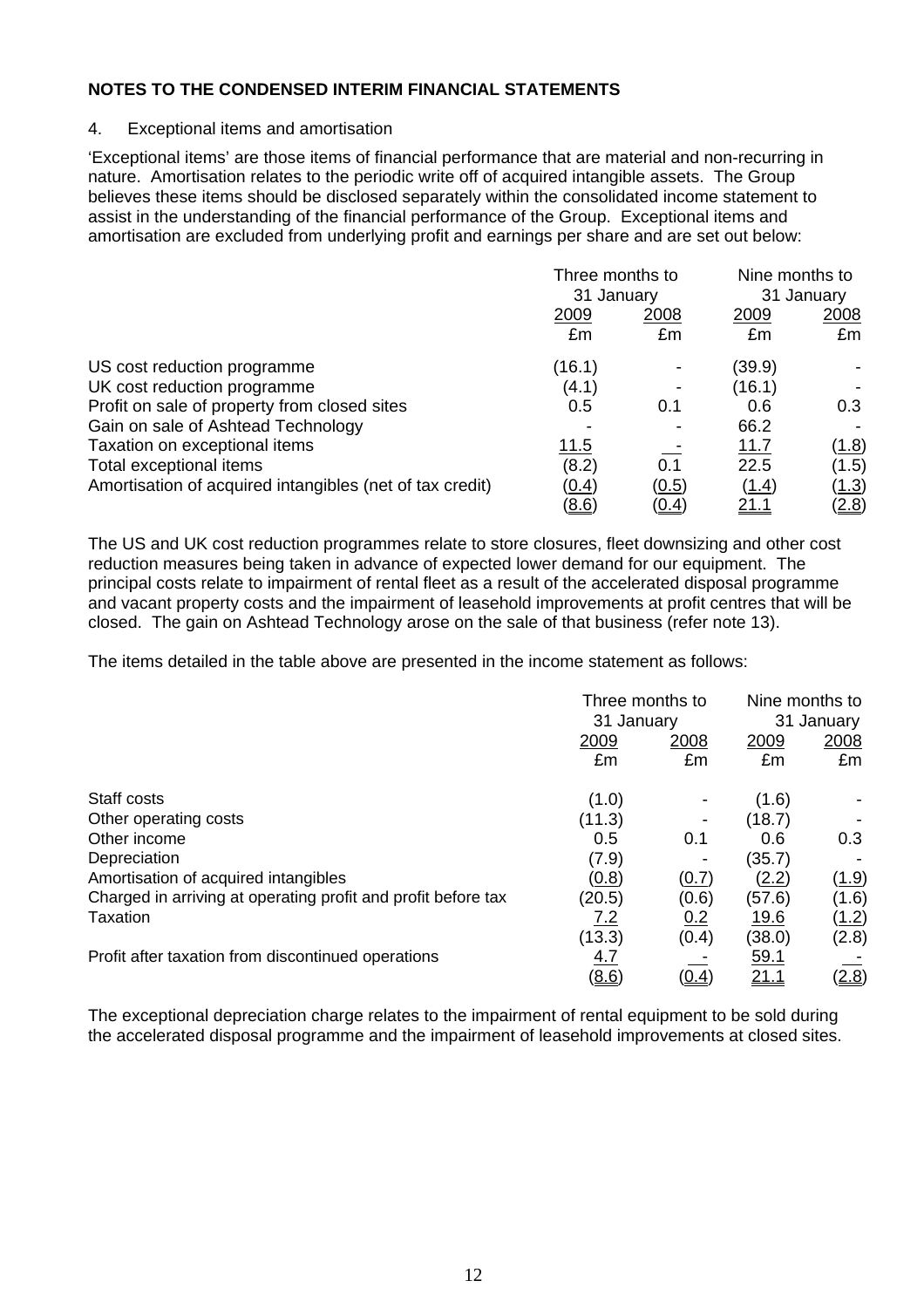**NOTES TO THE CONDENSED INTERIM FINANCIAL STATEMENTS**

4. Exceptional items and amortisation

'Exceptional items' are those items of financial performance that are material and non-recurring in nature. Amortisation relates to the periodic write off of acquired intangible assets. The Group believes these items should be disclosed separately within the consolidated income statement to assist in the understanding of the financial performance of the Group. Exceptional items and amortisation are excluded from underlying profit and earnings per share and are set out below:

| | Three months to 31 January | | Nine months to 31 January | |
|---|---|---|---|---|
| | 2009 | 2008 | 2009 | 2008 |
| | £m | £m | £m | £m |
| US cost reduction programme | (16.1) | - | (39.9) | - |
| UK cost reduction programme | (4.1) | - | (16.1) | - |
| Profit on sale of property from closed sites | 0.5 | 0.1 | 0.6 | 0.3 |
| Gain on sale of Ashtead Technology | - | - | 66.2 | - |
| Taxation on exceptional items | 11.5 | - | 11.7 | (1.8) |
| Total exceptional items | (8.2) | 0.1 | 22.5 | (1.5) |
| Amortisation of acquired intangibles (net of tax credit) | (0.4) | (0.5) | (1.4) | (1.3) |
| | (8.6) | (0.4) | 21.1 | (2.8) |

The US and UK cost reduction programmes relate to store closures, fleet downsizing and other cost reduction measures being taken in advance of expected lower demand for our equipment. The principal costs relate to impairment of rental fleet as a result of the accelerated disposal programme and vacant property costs and the impairment of leasehold improvements at profit centres that will be closed. The gain on Ashtead Technology arose on the sale of that business (refer note 13).

The items detailed in the table above are presented in the income statement as follows:

| | Three months to 31 January | | Nine months to 31 January | |
|---|---|---|---|---|
| | 2009 | 2008 | 2009 | 2008 |
| | £m | £m | £m | £m |
| Staff costs | (1.0) | - | (1.6) | - |
| Other operating costs | (11.3) | - | (18.7) | - |
| Other income | 0.5 | 0.1 | 0.6 | 0.3 |
| Depreciation | (7.9) | - | (35.7) | - |
| Amortisation of acquired intangibles | (0.8) | (0.7) | (2.2) | (1.9) |
| Charged in arriving at operating profit and profit before tax | (20.5) | (0.6) | (57.6) | (1.6) |
| Taxation | 7.2 | 0.2 | 19.6 | (1.2) |
| | (13.3) | (0.4) | (38.0) | (2.8) |
| Profit after taxation from discontinued operations | 4.7 | - | 59.1 | - |
| | (8.6) | (0.4) | 21.1 | (2.8) |

The exceptional depreciation charge relates to the impairment of rental equipment to be sold during the accelerated disposal programme and the impairment of leasehold improvements at closed sites.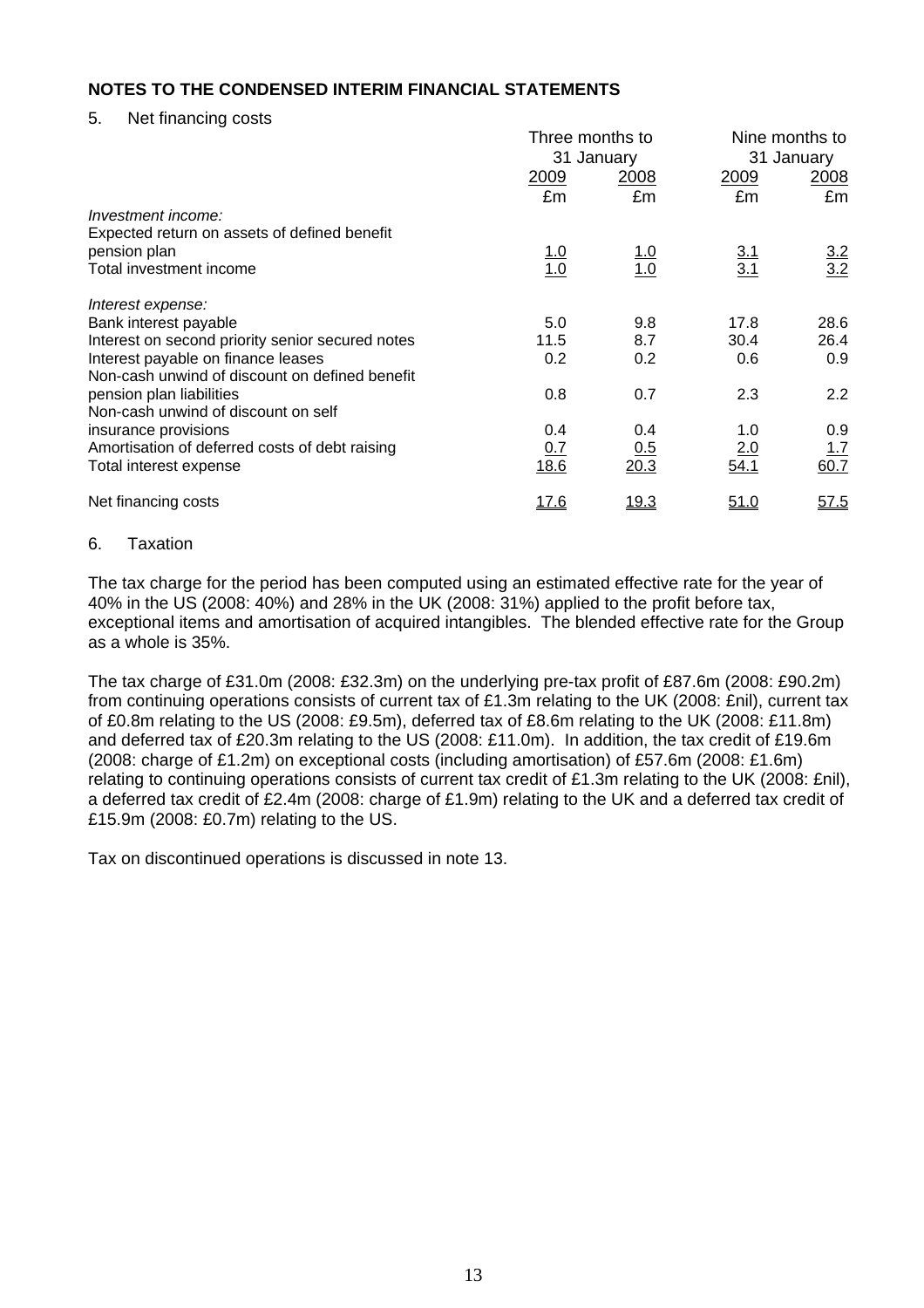## NOTES TO THE CONDENSED INTERIM FINANCIAL STATEMENTS

### 5. Net financing costs

| | Three months to 31 January | | Nine months to 31 January | |
|---|---|---|---|---|
| | 2009 | 2008 | 2009 | 2008 |
| | £m | £m | £m | £m |
| *Investment income:* | | | | |
| Expected return on assets of defined benefit pension plan | 1.0 | 1.0 | 3.1 | 3.2 |
| Total investment income | 1.0 | 1.0 | 3.1 | 3.2 |
| *Interest expense:* | | | | |
| Bank interest payable | 5.0 | 9.8 | 17.8 | 28.6 |
| Interest on second priority senior secured notes | 11.5 | 8.7 | 30.4 | 26.4 |
| Interest payable on finance leases | 0.2 | 0.2 | 0.6 | 0.9 |
| Non-cash unwind of discount on defined benefit pension plan liabilities | 0.8 | 0.7 | 2.3 | 2.2 |
| Non-cash unwind of discount on self insurance provisions | 0.4 | 0.4 | 1.0 | 0.9 |
| Amortisation of deferred costs of debt raising | 0.7 | 0.5 | 2.0 | 1.7 |
| Total interest expense | 18.6 | 20.3 | 54.1 | 60.7 |
| Net financing costs | 17.6 | 19.3 | 51.0 | 57.5 |

### 6. Taxation

The tax charge for the period has been computed using an estimated effective rate for the year of 40% in the US (2008: 40%) and 28% in the UK (2008: 31%) applied to the profit before tax, exceptional items and amortisation of acquired intangibles. The blended effective rate for the Group as a whole is 35%.

The tax charge of £31.0m (2008: £32.3m) on the underlying pre-tax profit of £87.6m (2008: £90.2m) from continuing operations consists of current tax of £1.3m relating to the UK (2008: £nil), current tax of £0.8m relating to the US (2008: £9.5m), deferred tax of £8.6m relating to the UK (2008: £11.8m) and deferred tax of £20.3m relating to the US (2008: £11.0m). In addition, the tax credit of £19.6m (2008: charge of £1.2m) on exceptional costs (including amortisation) of £57.6m (2008: £1.6m) relating to continuing operations consists of current tax credit of £1.3m relating to the UK (2008: £nil), a deferred tax credit of £2.4m (2008: charge of £1.9m) relating to the UK and a deferred tax credit of £15.9m (2008: £0.7m) relating to the US.

Tax on discontinued operations is discussed in note 13.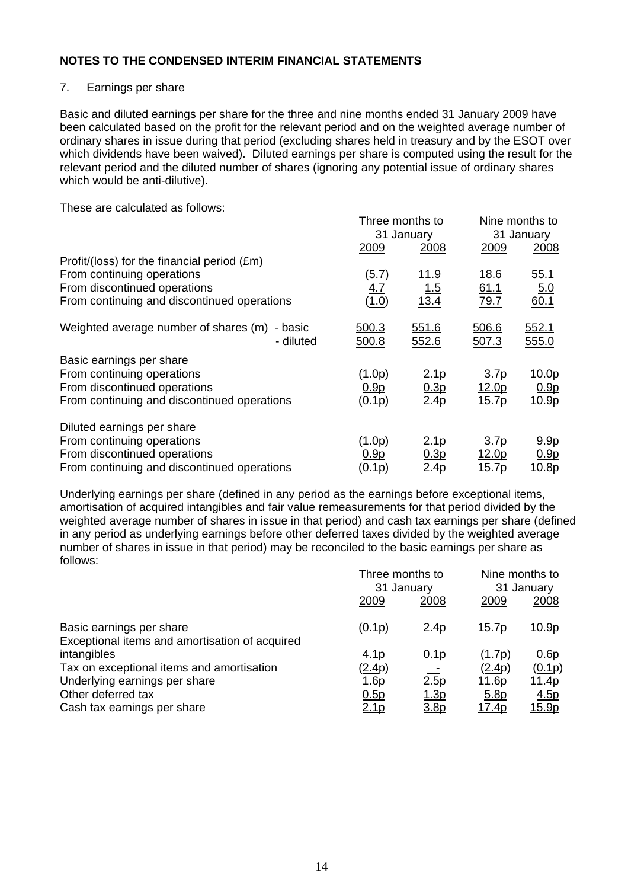**NOTES TO THE CONDENSED INTERIM FINANCIAL STATEMENTS**

7. Earnings per share

Basic and diluted earnings per share for the three and nine months ended 31 January 2009 have been calculated based on the profit for the relevant period and on the weighted average number of ordinary shares in issue during that period (excluding shares held in treasury and by the ESOT over which dividends have been waived). Diluted earnings per share is computed using the result for the relevant period and the diluted number of shares (ignoring any potential issue of ordinary shares which would be anti-dilutive).

These are calculated as follows:

| | Three months to 31 January | | Nine months to 31 January | |
|---|---|---|---|---|
| | 2009 | 2008 | 2009 | 2008 |
| Profit/(loss) for the financial period (£m) | | | | |
| From continuing operations | (5.7) | 11.9 | 18.6 | 55.1 |
| From discontinued operations | 4.7 | 1.5 | 61.1 | 5.0 |
| From continuing and discontinued operations | (1.0) | 13.4 | 79.7 | 60.1 |
| Weighted average number of shares (m) - basic | 500.3 | 551.6 | 506.6 | 552.1 |
| - diluted | 500.8 | 552.6 | 507.3 | 555.0 |
| Basic earnings per share | | | | |
| From continuing operations | (1.0p) | 2.1p | 3.7p | 10.0p |
| From discontinued operations | 0.9p | 0.3p | 12.0p | 0.9p |
| From continuing and discontinued operations | (0.1p) | 2.4p | 15.7p | 10.9p |
| Diluted earnings per share | | | | |
| From continuing operations | (1.0p) | 2.1p | 3.7p | 9.9p |
| From discontinued operations | 0.9p | 0.3p | 12.0p | 0.9p |
| From continuing and discontinued operations | (0.1p) | 2.4p | 15.7p | 10.8p |

Underlying earnings per share (defined in any period as the earnings before exceptional items, amortisation of acquired intangibles and fair value remeasurements for that period divided by the weighted average number of shares in issue in that period) and cash tax earnings per share (defined in any period as underlying earnings before other deferred taxes divided by the weighted average number of shares in issue in that period) may be reconciled to the basic earnings per share as follows:

| | Three months to 31 January | | Nine months to 31 January | |
|---|---|---|---|---|
| | 2009 | 2008 | 2009 | 2008 |
| Basic earnings per share | (0.1p) | 2.4p | 15.7p | 10.9p |
| Exceptional items and amortisation of acquired intangibles | 4.1p | 0.1p | (1.7p) | 0.6p |
| Tax on exceptional items and amortisation | (2.4p) | - | (2.4p) | (0.1p) |
| Underlying earnings per share | 1.6p | 2.5p | 11.6p | 11.4p |
| Other deferred tax | 0.5p | 1.3p | 5.8p | 4.5p |
| Cash tax earnings per share | 2.1p | 3.8p | 17.4p | 15.9p |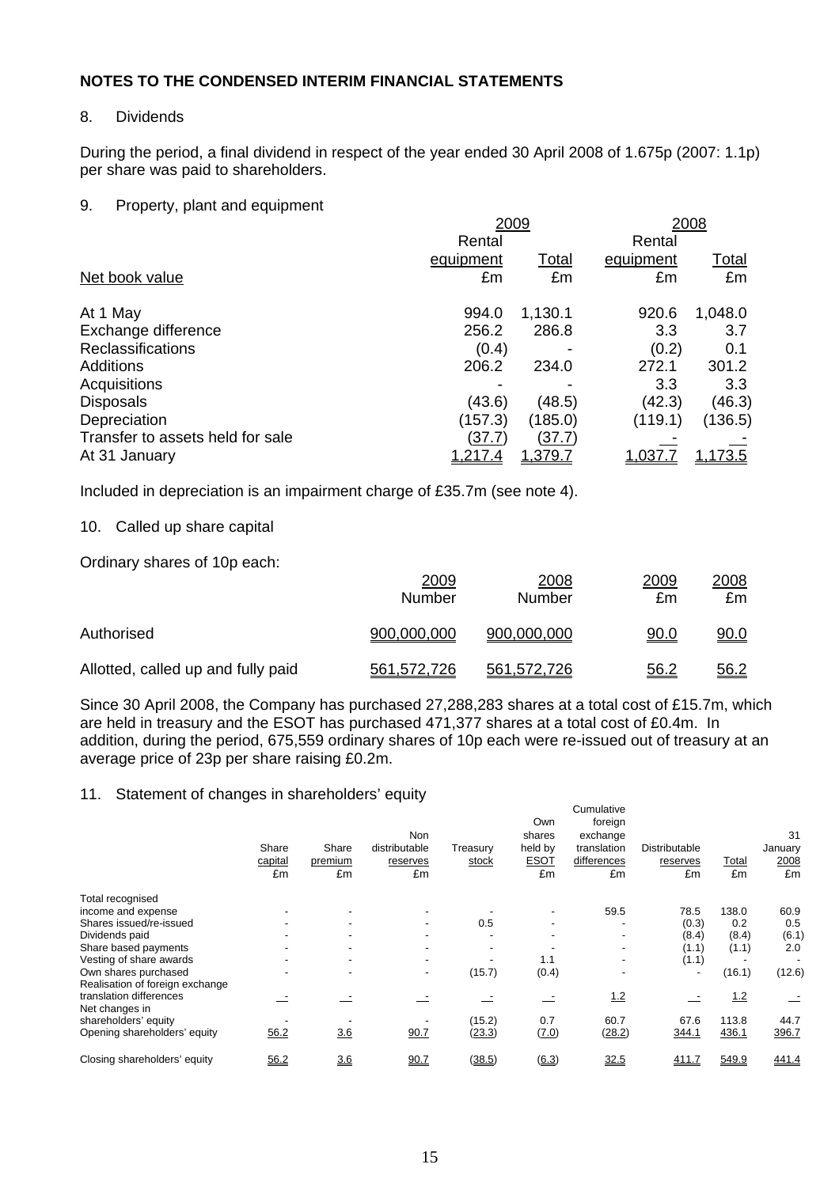## NOTES TO THE CONDENSED INTERIM FINANCIAL STATEMENTS

8. Dividends

During the period, a final dividend in respect of the year ended 30 April 2008 of 1.675p (2007: 1.1p) per share was paid to shareholders.

9. Property, plant and equipment

| | 2009 | | 2008 | |
|---|---|---|---|---|
| | Rental equipment | Total | Rental equipment | Total |
| Net book value | £m | £m | £m | £m |
| At 1 May | 994.0 | 1,130.1 | 920.6 | 1,048.0 |
| Exchange difference | 256.2 | 286.8 | 3.3 | 3.7 |
| Reclassifications | (0.4) | - | (0.2) | 0.1 |
| Additions | 206.2 | 234.0 | 272.1 | 301.2 |
| Acquisitions | - | - | 3.3 | 3.3 |
| Disposals | (43.6) | (48.5) | (42.3) | (46.3) |
| Depreciation | (157.3) | (185.0) | (119.1) | (136.5) |
| Transfer to assets held for sale | (37.7) | (37.7) | - | - |
| At 31 January | 1,217.4 | 1,379.7 | 1,037.7 | 1,173.5 |

Included in depreciation is an impairment charge of £35.7m (see note 4).

10. Called up share capital

Ordinary shares of 10p each:

| | 2009 Number | 2008 Number | 2009 £m | 2008 £m |
|---|---|---|---|---|
| Authorised | 900,000,000 | 900,000,000 | 90.0 | 90.0 |
| Allotted, called up and fully paid | 561,572,726 | 561,572,726 | 56.2 | 56.2 |

Since 30 April 2008, the Company has purchased 27,288,283 shares at a total cost of £15.7m, which are held in treasury and the ESOT has purchased 471,377 shares at a total cost of £0.4m. In addition, during the period, 675,559 ordinary shares of 10p each were re-issued out of treasury at an average price of 23p per share raising £0.2m.

11. Statement of changes in shareholders' equity

| | Share capital £m | Share premium £m | Non distributable reserves £m | Treasury stock | Own shares held by ESOT £m | Cumulative foreign exchange translation differences £m | Distributable reserves £m | Total £m | 31 January 2008 £m |
|---|---|---|---|---|---|---|---|---|---|
| Total recognised income and expense | - | - | - | - | - | 59.5 | 78.5 | 138.0 | 60.9 |
| Shares issued/re-issued | - | - | - | 0.5 | - | - | (0.3) | 0.2 | 0.5 |
| Dividends paid | - | - | - | - | - | - | (8.4) | (8.4) | (6.1) |
| Share based payments | - | - | - | - | - | - | (1.1) | (1.1) | 2.0 |
| Vesting of share awards | - | - | - | - | 1.1 | - | (1.1) | - | - |
| Own shares purchased | - | - | - | (15.7) | (0.4) | - | - | (16.1) | (12.6) |
| Realisation of foreign exchange translation differences | - | - | - | - | - | 1.2 | - | 1.2 | - |
| Net changes in shareholders' equity | - | - | - | (15.2) | 0.7 | 60.7 | 67.6 | 113.8 | 44.7 |
| Opening shareholders' equity | 56.2 | 3.6 | 90.7 | (23.3) | (7.0) | (28.2) | 344.1 | 436.1 | 396.7 |
| Closing shareholders' equity | 56.2 | 3.6 | 90.7 | (38.5) | (6.3) | 32.5 | 411.7 | 549.9 | 441.4 |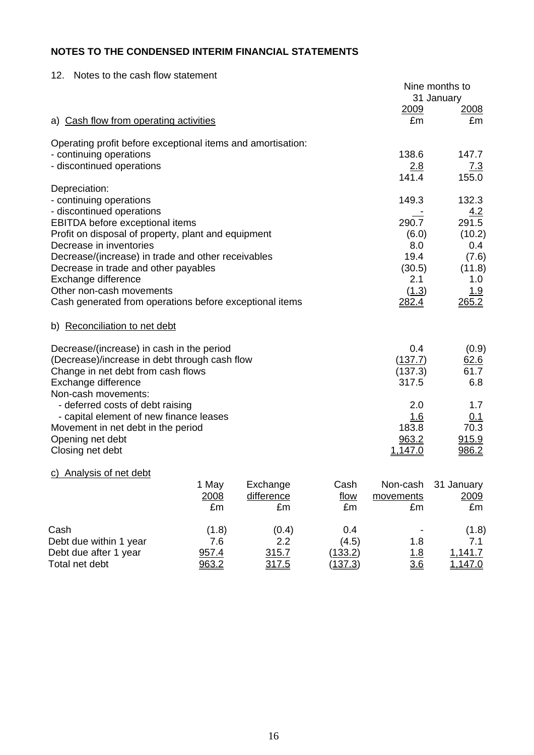## NOTES TO THE CONDENSED INTERIM FINANCIAL STATEMENTS

12. Notes to the cash flow statement

| | Nine months to 31 January 2009 | Nine months to 31 January 2008 |
|---|---|---|
| **a) Cash flow from operating activities** | £m | £m |
| Operating profit before exceptional items and amortisation: | | |
| - continuing operations | 138.6 | 147.7 |
| - discontinued operations | 2.8 | 7.3 |
| | 141.4 | 155.0 |
| Depreciation: | | |
| - continuing operations | 149.3 | 132.3 |
| - discontinued operations | - | 4.2 |
| EBITDA before exceptional items | 290.7 | 291.5 |
| Profit on disposal of property, plant and equipment | (6.0) | (10.2) |
| Decrease in inventories | 8.0 | 0.4 |
| Decrease/(increase) in trade and other receivables | 19.4 | (7.6) |
| Decrease in trade and other payables | (30.5) | (11.8) |
| Exchange difference | 2.1 | 1.0 |
| Other non-cash movements | (1.3) | 1.9 |
| Cash generated from operations before exceptional items | 282.4 | 265.2 |

**b) Reconciliation to net debt**

| | 2009 £m | 2008 £m |
|---|---|---|
| Decrease/(increase) in cash in the period | 0.4 | (0.9) |
| (Decrease)/increase in debt through cash flow | (137.7) | 62.6 |
| Change in net debt from cash flows | (137.3) | 61.7 |
| Exchange difference | 317.5 | 6.8 |
| Non-cash movements: | | |
| - deferred costs of debt raising | 2.0 | 1.7 |
| - capital element of new finance leases | 1.6 | 0.1 |
| Movement in net debt in the period | 183.8 | 70.3 |
| Opening net debt | 963.2 | 915.9 |
| Closing net debt | 1,147.0 | 986.2 |

**c) Analysis of net debt**

| | 1 May 2008 £m | Exchange difference £m | Cash flow £m | Non-cash movements £m | 31 January 2009 £m |
|---|---|---|---|---|---|
| Cash | (1.8) | (0.4) | 0.4 | - | (1.8) |
| Debt due within 1 year | 7.6 | 2.2 | (4.5) | 1.8 | 7.1 |
| Debt due after 1 year | 957.4 | 315.7 | (133.2) | 1.8 | 1,141.7 |
| Total net debt | 963.2 | 317.5 | (137.3) | 3.6 | 1,147.0 |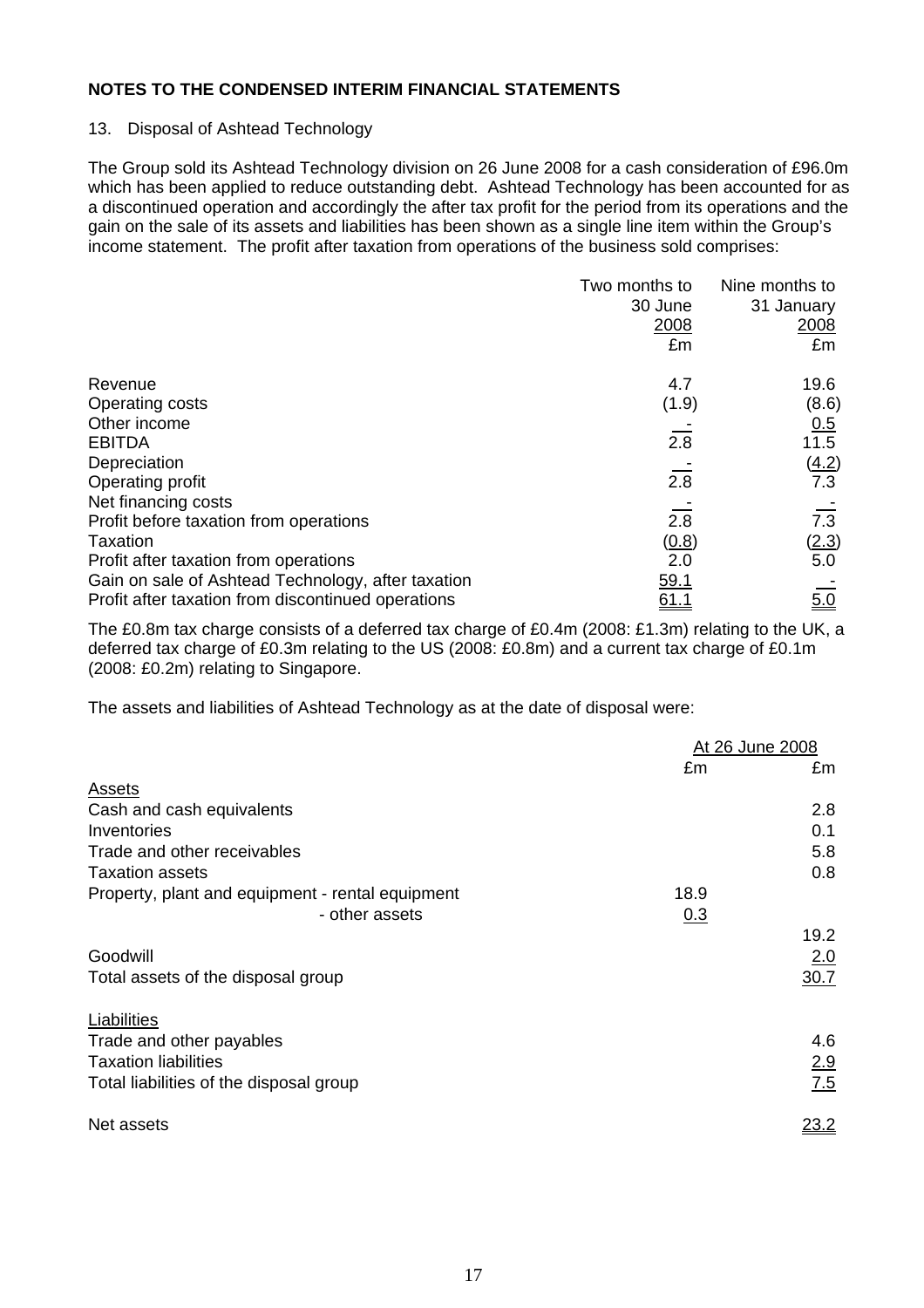**NOTES TO THE CONDENSED INTERIM FINANCIAL STATEMENTS**

13. Disposal of Ashtead Technology

The Group sold its Ashtead Technology division on 26 June 2008 for a cash consideration of £96.0m which has been applied to reduce outstanding debt. Ashtead Technology has been accounted for as a discontinued operation and accordingly the after tax profit for the period from its operations and the gain on the sale of its assets and liabilities has been shown as a single line item within the Group's income statement. The profit after taxation from operations of the business sold comprises:

| | Two months to 30 June 2008 £m | Nine months to 31 January 2008 £m |
|---|---|---|
| Revenue | 4.7 | 19.6 |
| Operating costs | (1.9) | (8.6) |
| Other income | - | 0.5 |
| EBITDA | 2.8 | 11.5 |
| Depreciation | - | (4.2) |
| Operating profit | 2.8 | 7.3 |
| Net financing costs | - | - |
| Profit before taxation from operations | 2.8 | 7.3 |
| Taxation | (0.8) | (2.3) |
| Profit after taxation from operations | 2.0 | 5.0 |
| Gain on sale of Ashtead Technology, after taxation | 59.1 | - |
| Profit after taxation from discontinued operations | 61.1 | 5.0 |

The £0.8m tax charge consists of a deferred tax charge of £0.4m (2008: £1.3m) relating to the UK, a deferred tax charge of £0.3m relating to the US (2008: £0.8m) and a current tax charge of £0.1m (2008: £0.2m) relating to Singapore.

The assets and liabilities of Ashtead Technology as at the date of disposal were:

| | At 26 June 2008 | |
|---|---|---|
| | £m | £m |
| Assets | | |
| Cash and cash equivalents | | 2.8 |
| Inventories | | 0.1 |
| Trade and other receivables | | 5.8 |
| Taxation assets | | 0.8 |
| Property, plant and equipment - rental equipment | 18.9 | |
| - other assets | 0.3 | |
| | | 19.2 |
| Goodwill | | 2.0 |
| Total assets of the disposal group | | 30.7 |
| Liabilities | | |
| Trade and other payables | | 4.6 |
| Taxation liabilities | | 2.9 |
| Total liabilities of the disposal group | | 7.5 |
| Net assets | | 23.2 |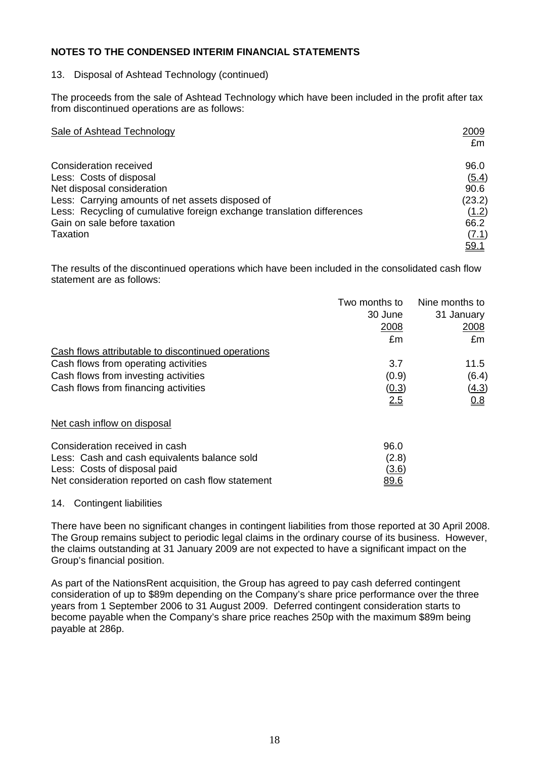## NOTES TO THE CONDENSED INTERIM FINANCIAL STATEMENTS

13. Disposal of Ashtead Technology (continued)

The proceeds from the sale of Ashtead Technology which have been included in the profit after tax from discontinued operations are as follows:

| Sale of Ashtead Technology | 2009 |
|---|---|
| | £m |
| Consideration received | 96.0 |
| Less: Costs of disposal | (5.4) |
| Net disposal consideration | 90.6 |
| Less: Carrying amounts of net assets disposed of | (23.2) |
| Less: Recycling of cumulative foreign exchange translation differences | (1.2) |
| Gain on sale before taxation | 66.2 |
| Taxation | (7.1) |
| | 59.1 |

The results of the discontinued operations which have been included in the consolidated cash flow statement are as follows:

| | Two months to 30 June 2008 | Nine months to 31 January 2008 |
|---|---|---|
| | £m | £m |
| Cash flows attributable to discontinued operations | | |
| Cash flows from operating activities | 3.7 | 11.5 |
| Cash flows from investing activities | (0.9) | (6.4) |
| Cash flows from financing activities | (0.3) | (4.3) |
| | 2.5 | 0.8 |
| Net cash inflow on disposal | | |
| Consideration received in cash | 96.0 | |
| Less: Cash and cash equivalents balance sold | (2.8) | |
| Less: Costs of disposal paid | (3.6) | |
| Net consideration reported on cash flow statement | 89.6 | |

14. Contingent liabilities

There have been no significant changes in contingent liabilities from those reported at 30 April 2008. The Group remains subject to periodic legal claims in the ordinary course of its business. However, the claims outstanding at 31 January 2009 are not expected to have a significant impact on the Group's financial position.

As part of the NationsRent acquisition, the Group has agreed to pay cash deferred contingent consideration of up to $89m depending on the Company's share price performance over the three years from 1 September 2006 to 31 August 2009. Deferred contingent consideration starts to become payable when the Company's share price reaches 250p with the maximum $89m being payable at 286p.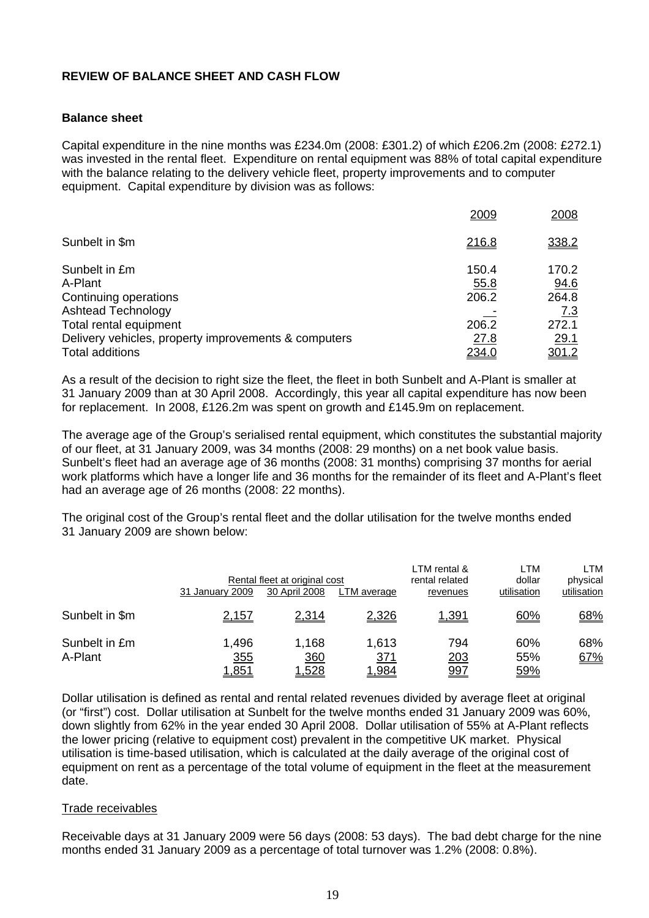**REVIEW OF BALANCE SHEET AND CASH FLOW**

**Balance sheet**

Capital expenditure in the nine months was £234.0m (2008: £301.2) of which £206.2m (2008: £272.1) was invested in the rental fleet. Expenditure on rental equipment was 88% of total capital expenditure with the balance relating to the delivery vehicle fleet, property improvements and to computer equipment. Capital expenditure by division was as follows:

| | 2009 | 2008 |
|---|---|---|
| Sunbelt in $m | 216.8 | 338.2 |
| Sunbelt in £m | 150.4 | 170.2 |
| A-Plant | 55.8 | 94.6 |
| Continuing operations | 206.2 | 264.8 |
| Ashtead Technology | - | 7.3 |
| Total rental equipment | 206.2 | 272.1 |
| Delivery vehicles, property improvements & computers | 27.8 | 29.1 |
| Total additions | 234.0 | 301.2 |

As a result of the decision to right size the fleet, the fleet in both Sunbelt and A-Plant is smaller at 31 January 2009 than at 30 April 2008. Accordingly, this year all capital expenditure has now been for replacement. In 2008, £126.2m was spent on growth and £145.9m on replacement.

The average age of the Group's serialised rental equipment, which constitutes the substantial majority of our fleet, at 31 January 2009, was 34 months (2008: 29 months) on a net book value basis. Sunbelt's fleet had an average age of 36 months (2008: 31 months) comprising 37 months for aerial work platforms which have a longer life and 36 months for the remainder of its fleet and A-Plant's fleet had an average age of 26 months (2008: 22 months).

The original cost of the Group's rental fleet and the dollar utilisation for the twelve months ended 31 January 2009 are shown below:

| | Rental fleet at original cost | | | LTM rental & rental related | LTM dollar | LTM physical |
|---|---|---|---|---|---|---|
| | 31 January 2009 | 30 April 2008 | LTM average | revenues | utilisation | utilisation |
| Sunbelt in $m | 2,157 | 2,314 | 2,326 | 1,391 | 60% | 68% |
| Sunbelt in £m | 1,496 | 1,168 | 1,613 | 794 | 60% | 68% |
| A-Plant | 355 | 360 | 371 | 203 | 55% | 67% |
| | 1,851 | 1,528 | 1,984 | 997 | 59% | |

Dollar utilisation is defined as rental and rental related revenues divided by average fleet at original (or "first") cost. Dollar utilisation at Sunbelt for the twelve months ended 31 January 2009 was 60%, down slightly from 62% in the year ended 30 April 2008. Dollar utilisation of 55% at A-Plant reflects the lower pricing (relative to equipment cost) prevalent in the competitive UK market. Physical utilisation is time-based utilisation, which is calculated at the daily average of the original cost of equipment on rent as a percentage of the total volume of equipment in the fleet at the measurement date.

Trade receivables

Receivable days at 31 January 2009 were 56 days (2008: 53 days). The bad debt charge for the nine months ended 31 January 2009 as a percentage of total turnover was 1.2% (2008: 0.8%).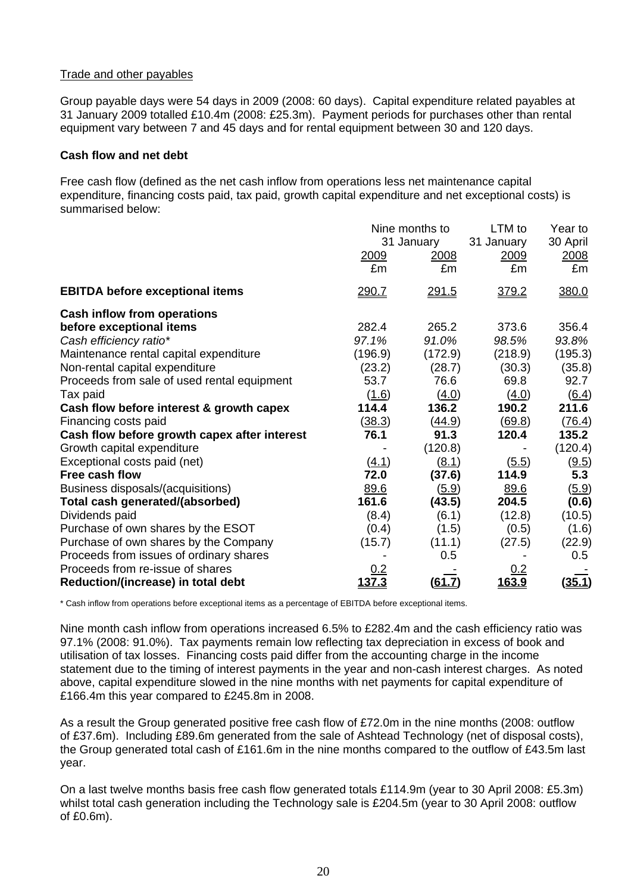Trade and other payables

Group payable days were 54 days in 2009 (2008: 60 days). Capital expenditure related payables at 31 January 2009 totalled £10.4m (2008: £25.3m). Payment periods for purchases other than rental equipment vary between 7 and 45 days and for rental equipment between 30 and 120 days.

**Cash flow and net debt**

Free cash flow (defined as the net cash inflow from operations less net maintenance capital expenditure, financing costs paid, tax paid, growth capital expenditure and net exceptional costs) is summarised below:

| | Nine months to 31 January | | LTM to 31 January | Year to 30 April |
|---|---|---|---|---|
| | 2009 | 2008 | 2009 | 2008 |
| | £m | £m | £m | £m |
| **EBITDA before exceptional items** | 290.7 | 291.5 | 379.2 | 380.0 |
| **Cash inflow from operations before exceptional items** | 282.4 | 265.2 | 373.6 | 356.4 |
| *Cash efficiency ratio** | *97.1%* | *91.0%* | *98.5%* | *93.8%* |
| Maintenance rental capital expenditure | (196.9) | (172.9) | (218.9) | (195.3) |
| Non-rental capital expenditure | (23.2) | (28.7) | (30.3) | (35.8) |
| Proceeds from sale of used rental equipment | 53.7 | 76.6 | 69.8 | 92.7 |
| Tax paid | (1.6) | (4.0) | (4.0) | (6.4) |
| **Cash flow before interest & growth capex** | **114.4** | **136.2** | **190.2** | **211.6** |
| Financing costs paid | (38.3) | (44.9) | (69.8) | (76.4) |
| **Cash flow before growth capex after interest** | **76.1** | **91.3** | **120.4** | **135.2** |
| Growth capital expenditure | - | (120.8) | - | (120.4) |
| Exceptional costs paid (net) | (4.1) | (8.1) | (5.5) | (9.5) |
| **Free cash flow** | **72.0** | **(37.6)** | **114.9** | **5.3** |
| Business disposals/(acquisitions) | 89.6 | (5.9) | 89.6 | (5.9) |
| **Total cash generated/(absorbed)** | **161.6** | **(43.5)** | **204.5** | **(0.6)** |
| Dividends paid | (8.4) | (6.1) | (12.8) | (10.5) |
| Purchase of own shares by the ESOT | (0.4) | (1.5) | (0.5) | (1.6) |
| Purchase of own shares by the Company | (15.7) | (11.1) | (27.5) | (22.9) |
| Proceeds from issues of ordinary shares | - | 0.5 | - | 0.5 |
| Proceeds from re-issue of shares | 0.2 | - | 0.2 | - |
| **Reduction/(increase) in total debt** | **137.3** | **(61.7)** | **163.9** | **(35.1)** |

* Cash inflow from operations before exceptional items as a percentage of EBITDA before exceptional items.

Nine month cash inflow from operations increased 6.5% to £282.4m and the cash efficiency ratio was 97.1% (2008: 91.0%). Tax payments remain low reflecting tax depreciation in excess of book and utilisation of tax losses. Financing costs paid differ from the accounting charge in the income statement due to the timing of interest payments in the year and non-cash interest charges. As noted above, capital expenditure slowed in the nine months with net payments for capital expenditure of £166.4m this year compared to £245.8m in 2008.

As a result the Group generated positive free cash flow of £72.0m in the nine months (2008: outflow of £37.6m). Including £89.6m generated from the sale of Ashtead Technology (net of disposal costs), the Group generated total cash of £161.6m in the nine months compared to the outflow of £43.5m last year.

On a last twelve months basis free cash flow generated totals £114.9m (year to 30 April 2008: £5.3m) whilst total cash generation including the Technology sale is £204.5m (year to 30 April 2008: outflow of £0.6m).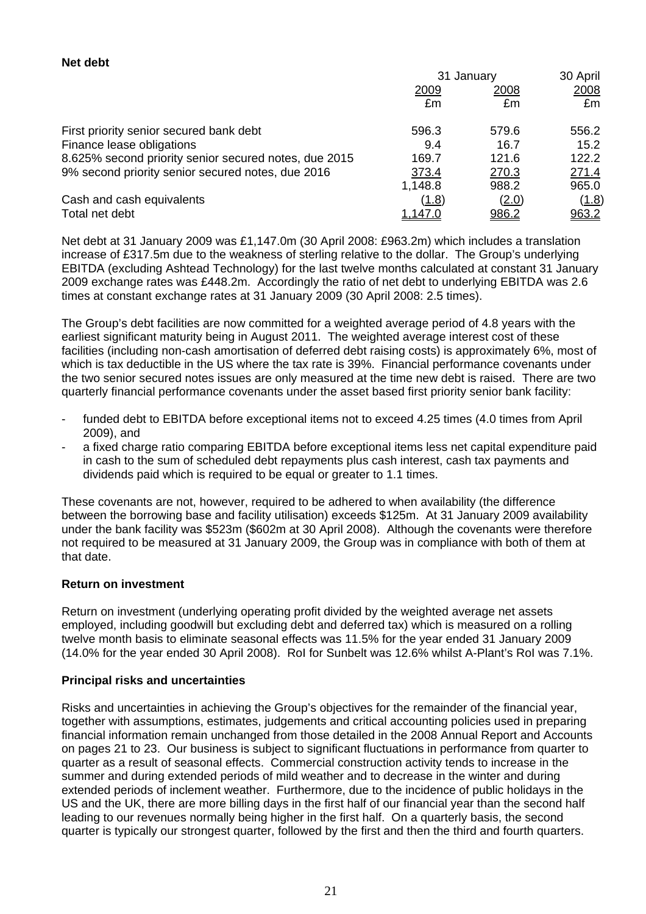## Net debt

| | 31 January | | 30 April |
|---|---|---|---|
| | 2009 | 2008 | 2008 |
| | £m | £m | £m |
| First priority senior secured bank debt | 596.3 | 579.6 | 556.2 |
| Finance lease obligations | 9.4 | 16.7 | 15.2 |
| 8.625% second priority senior secured notes, due 2015 | 169.7 | 121.6 | 122.2 |
| 9% second priority senior secured notes, due 2016 | 373.4 | 270.3 | 271.4 |
| | 1,148.8 | 988.2 | 965.0 |
| Cash and cash equivalents | (1.8) | (2.0) | (1.8) |
| Total net debt | 1,147.0 | 986.2 | 963.2 |

Net debt at 31 January 2009 was £1,147.0m (30 April 2008: £963.2m) which includes a translation increase of £317.5m due to the weakness of sterling relative to the dollar. The Group's underlying EBITDA (excluding Ashtead Technology) for the last twelve months calculated at constant 31 January 2009 exchange rates was £448.2m. Accordingly the ratio of net debt to underlying EBITDA was 2.6 times at constant exchange rates at 31 January 2009 (30 April 2008: 2.5 times).

The Group's debt facilities are now committed for a weighted average period of 4.8 years with the earliest significant maturity being in August 2011. The weighted average interest cost of these facilities (including non-cash amortisation of deferred debt raising costs) is approximately 6%, most of which is tax deductible in the US where the tax rate is 39%. Financial performance covenants under the two senior secured notes issues are only measured at the time new debt is raised. There are two quarterly financial performance covenants under the asset based first priority senior bank facility:

- funded debt to EBITDA before exceptional items not to exceed 4.25 times (4.0 times from April 2009), and
- a fixed charge ratio comparing EBITDA before exceptional items less net capital expenditure paid in cash to the sum of scheduled debt repayments plus cash interest, cash tax payments and dividends paid which is required to be equal or greater to 1.1 times.

These covenants are not, however, required to be adhered to when availability (the difference between the borrowing base and facility utilisation) exceeds $125m. At 31 January 2009 availability under the bank facility was $523m ($602m at 30 April 2008). Although the covenants were therefore not required to be measured at 31 January 2009, the Group was in compliance with both of them at that date.

## Return on investment

Return on investment (underlying operating profit divided by the weighted average net assets employed, including goodwill but excluding debt and deferred tax) which is measured on a rolling twelve month basis to eliminate seasonal effects was 11.5% for the year ended 31 January 2009 (14.0% for the year ended 30 April 2008). RoI for Sunbelt was 12.6% whilst A-Plant's RoI was 7.1%.

## Principal risks and uncertainties

Risks and uncertainties in achieving the Group's objectives for the remainder of the financial year, together with assumptions, estimates, judgements and critical accounting policies used in preparing financial information remain unchanged from those detailed in the 2008 Annual Report and Accounts on pages 21 to 23. Our business is subject to significant fluctuations in performance from quarter to quarter as a result of seasonal effects. Commercial construction activity tends to increase in the summer and during extended periods of mild weather and to decrease in the winter and during extended periods of inclement weather. Furthermore, due to the incidence of public holidays in the US and the UK, there are more billing days in the first half of our financial year than the second half leading to our revenues normally being higher in the first half. On a quarterly basis, the second quarter is typically our strongest quarter, followed by the first and then the third and fourth quarters.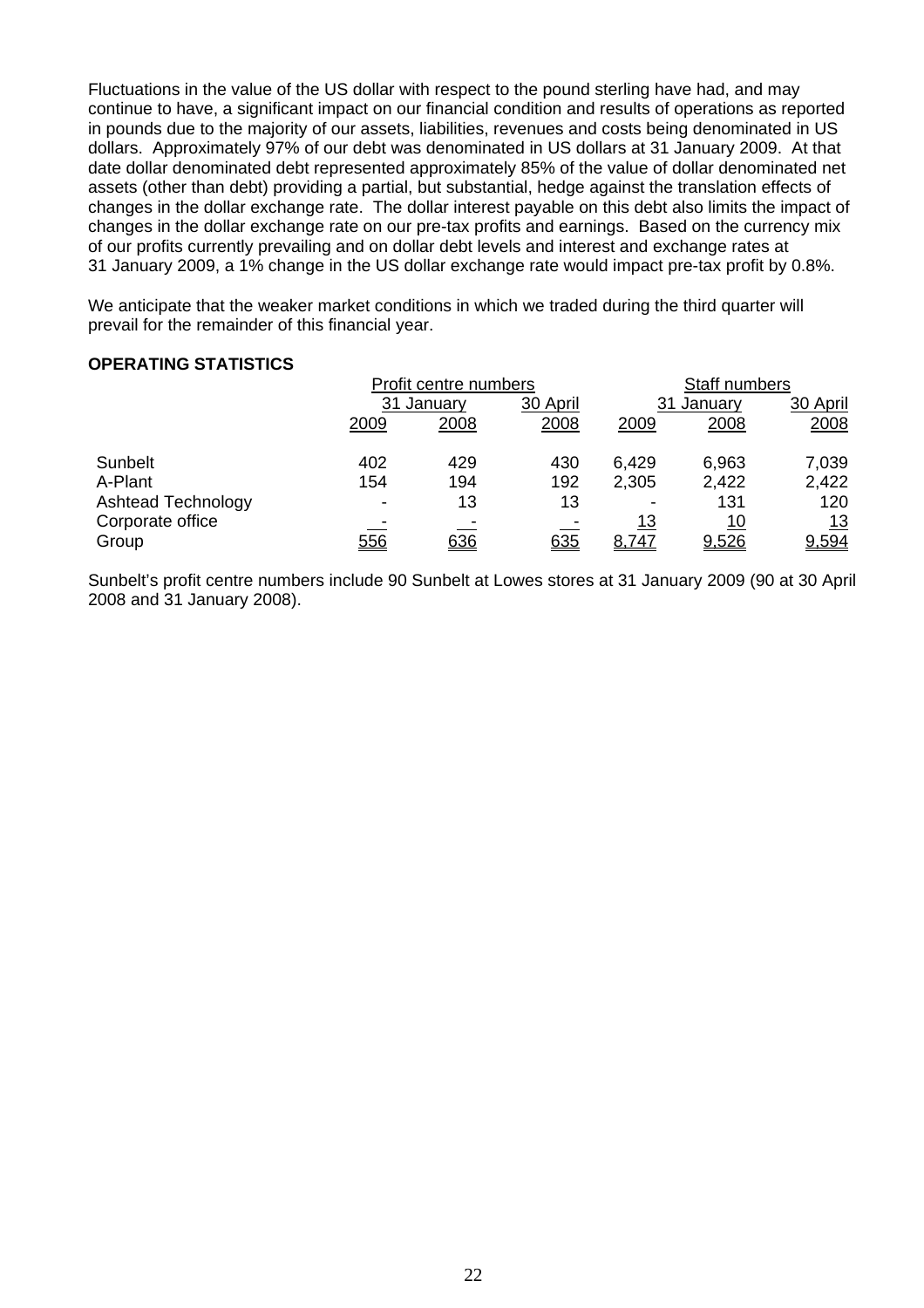Fluctuations in the value of the US dollar with respect to the pound sterling have had, and may continue to have, a significant impact on our financial condition and results of operations as reported in pounds due to the majority of our assets, liabilities, revenues and costs being denominated in US dollars. Approximately 97% of our debt was denominated in US dollars at 31 January 2009. At that date dollar denominated debt represented approximately 85% of the value of dollar denominated net assets (other than debt) providing a partial, but substantial, hedge against the translation effects of changes in the dollar exchange rate. The dollar interest payable on this debt also limits the impact of changes in the dollar exchange rate on our pre-tax profits and earnings. Based on the currency mix of our profits currently prevailing and on dollar debt levels and interest and exchange rates at 31 January 2009, a 1% change in the US dollar exchange rate would impact pre-tax profit by 0.8%.

We anticipate that the weaker market conditions in which we traded during the third quarter will prevail for the remainder of this financial year.

**OPERATING STATISTICS**

| | Profit centre numbers | | | Staff numbers | | |
|---|---|---|---|---|---|---|
| | 31 January | | 30 April | 31 January | | 30 April |
| | 2009 | 2008 | 2008 | 2009 | 2008 | 2008 |
| Sunbelt | 402 | 429 | 430 | 6,429 | 6,963 | 7,039 |
| A-Plant | 154 | 194 | 192 | 2,305 | 2,422 | 2,422 |
| Ashtead Technology | - | 13 | 13 | - | 131 | 120 |
| Corporate office | - | - | - | 13 | 10 | 13 |
| Group | 556 | 636 | 635 | 8,747 | 9,526 | 9,594 |

Sunbelt's profit centre numbers include 90 Sunbelt at Lowes stores at 31 January 2009 (90 at 30 April 2008 and 31 January 2008).